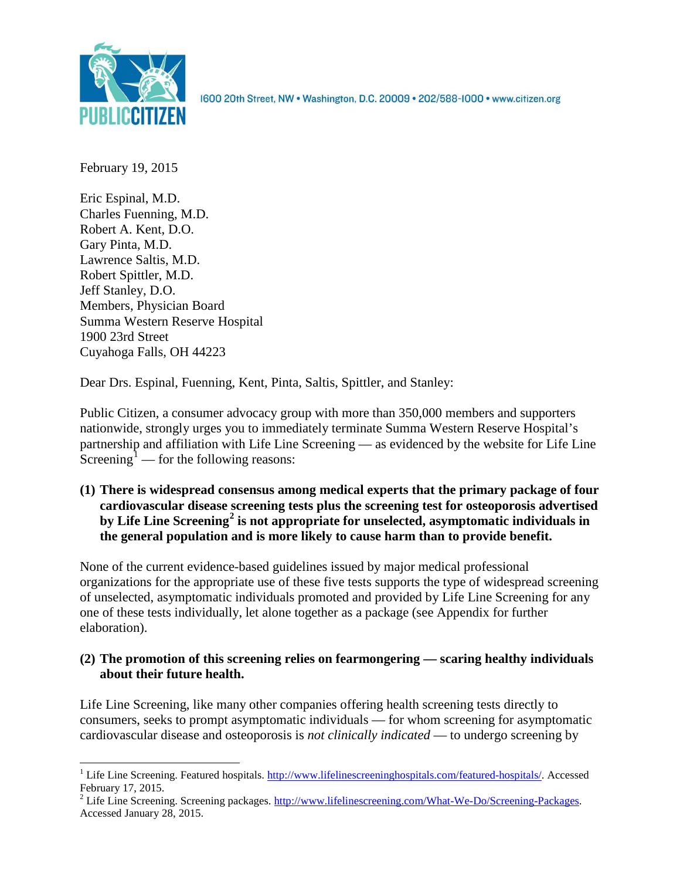PUBLIC CITIZEN

1600 20th Street, NW • Washington, D.C. 20009 • 202/588-1000 • www.citizen.org

February 19, 2015

Eric Espinal, M.D.
Charles Fuenning, M.D.
Robert A. Kent, D.O.
Gary Pinta, M.D.
Lawrence Saltis, M.D.
Robert Spittler, M.D.
Jeff Stanley, D.O.
Members, Physician Board
Summa Western Reserve Hospital
1900 23rd Street
Cuyahoga Falls, OH 44223

Dear Drs. Espinal, Fuenning, Kent, Pinta, Saltis, Spittler, and Stanley:

Public Citizen, a consumer advocacy group with more than 350,000 members and supporters nationwide, strongly urges you to immediately terminate Summa Western Reserve Hospital's partnership and affiliation with Life Line Screening — as evidenced by the website for Life Line Screening[1] — for the following reasons:

**(1) There is widespread consensus among medical experts that the primary package of four cardiovascular disease screening tests plus the screening test for osteoporosis advertised by Life Line Screening[2] is not appropriate for unselected, asymptomatic individuals in the general population and is more likely to cause harm than to provide benefit.**

None of the current evidence-based guidelines issued by major medical professional organizations for the appropriate use of these five tests supports the type of widespread screening of unselected, asymptomatic individuals promoted and provided by Life Line Screening for any one of these tests individually, let alone together as a package (see Appendix for further elaboration).

**(2) The promotion of this screening relies on fearmongering — scaring healthy individuals about their future health.**

Life Line Screening, like many other companies offering health screening tests directly to consumers, seeks to prompt asymptomatic individuals — for whom screening for asymptomatic cardiovascular disease and osteoporosis is *not clinically indicated* — to undergo screening by

---

[1] Life Line Screening. Featured hospitals. http://www.lifelinescreeninghospitals.com/featured-hospitals/. Accessed February 17, 2015.

[2] Life Line Screening. Screening packages. http://www.lifelinescreening.com/What-We-Do/Screening-Packages. Accessed January 28, 2015.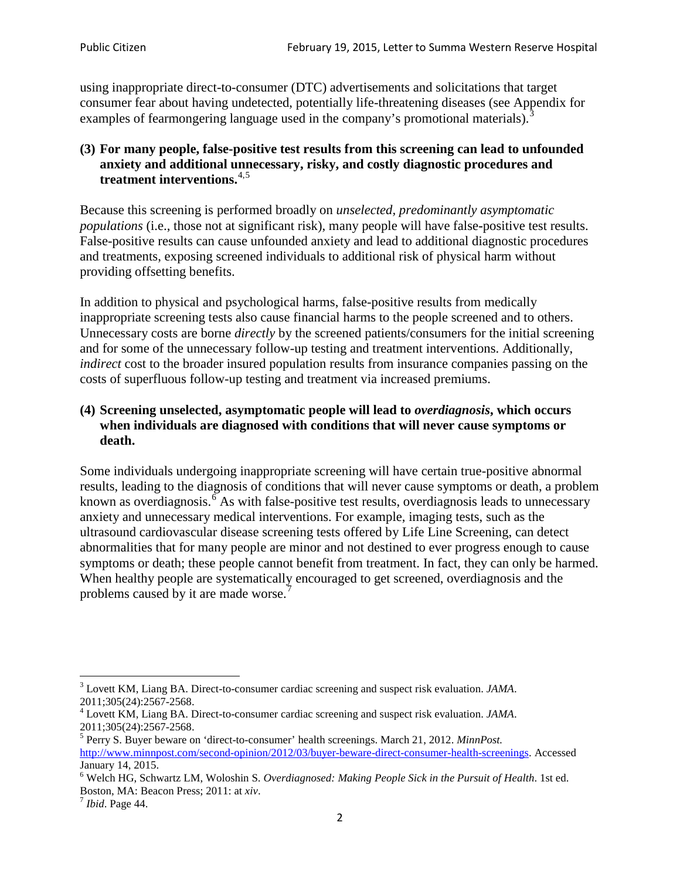using inappropriate direct-to-consumer (DTC) advertisements and solicitations that target consumer fear about having undetected, potentially life-threatening diseases (see Appendix for examples of fearmongering language used in the company's promotional materials).[3]

**(3) For many people, false-positive test results from this screening can lead to unfounded anxiety and additional unnecessary, risky, and costly diagnostic procedures and treatment interventions.**[4,5]

Because this screening is performed broadly on *unselected, predominantly asymptomatic populations* (i.e., those not at significant risk), many people will have false-positive test results. False-positive results can cause unfounded anxiety and lead to additional diagnostic procedures and treatments, exposing screened individuals to additional risk of physical harm without providing offsetting benefits.

In addition to physical and psychological harms, false-positive results from medically inappropriate screening tests also cause financial harms to the people screened and to others. Unnecessary costs are borne *directly* by the screened patients/consumers for the initial screening and for some of the unnecessary follow-up testing and treatment interventions. Additionally, *indirect* cost to the broader insured population results from insurance companies passing on the costs of superfluous follow-up testing and treatment via increased premiums.

**(4) Screening unselected, asymptomatic people will lead to *overdiagnosis*, which occurs when individuals are diagnosed with conditions that will never cause symptoms or death.**

Some individuals undergoing inappropriate screening will have certain true-positive abnormal results, leading to the diagnosis of conditions that will never cause symptoms or death, a problem known as overdiagnosis.[6] As with false-positive test results, overdiagnosis leads to unnecessary anxiety and unnecessary medical interventions. For example, imaging tests, such as the ultrasound cardiovascular disease screening tests offered by Life Line Screening, can detect abnormalities that for many people are minor and not destined to ever progress enough to cause symptoms or death; these people cannot benefit from treatment. In fact, they can only be harmed. When healthy people are systematically encouraged to get screened, overdiagnosis and the problems caused by it are made worse.[7]

---

[3] Lovett KM, Liang BA. Direct-to-consumer cardiac screening and suspect risk evaluation. *JAMA*. 2011;305(24):2567-2568.

[4] Lovett KM, Liang BA. Direct-to-consumer cardiac screening and suspect risk evaluation. *JAMA*. 2011;305(24):2567-2568.

[5] Perry S. Buyer beware on 'direct-to-consumer' health screenings. March 21, 2012. *MinnPost.* http://www.minnpost.com/second-opinion/2012/03/buyer-beware-direct-consumer-health-screenings. Accessed January 14, 2015.

[6] Welch HG, Schwartz LM, Woloshin S. *Overdiagnosed: Making People Sick in the Pursuit of Health*. 1st ed. Boston, MA: Beacon Press; 2011: at *xiv*.

[7] *Ibid*. Page 44.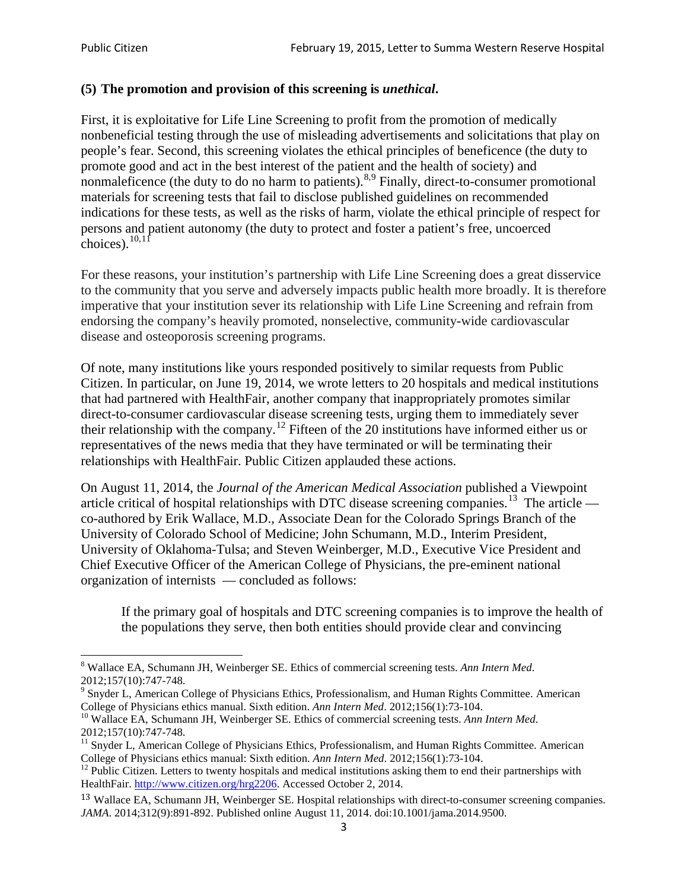### (5) The promotion and provision of this screening is *unethical*.

First, it is exploitative for Life Line Screening to profit from the promotion of medically nonbeneficial testing through the use of misleading advertisements and solicitations that play on people's fear. Second, this screening violates the ethical principles of beneficence (the duty to promote good and act in the best interest of the patient and the health of society) and nonmaleficence (the duty to do no harm to patients).[8,9] Finally, direct-to-consumer promotional materials for screening tests that fail to disclose published guidelines on recommended indications for these tests, as well as the risks of harm, violate the ethical principle of respect for persons and patient autonomy (the duty to protect and foster a patient's free, uncoerced choices).[10,11]

For these reasons, your institution's partnership with Life Line Screening does a great disservice to the community that you serve and adversely impacts public health more broadly. It is therefore imperative that your institution sever its relationship with Life Line Screening and refrain from endorsing the company's heavily promoted, nonselective, community-wide cardiovascular disease and osteoporosis screening programs.

Of note, many institutions like yours responded positively to similar requests from Public Citizen. In particular, on June 19, 2014, we wrote letters to 20 hospitals and medical institutions that had partnered with HealthFair, another company that inappropriately promotes similar direct-to-consumer cardiovascular disease screening tests, urging them to immediately sever their relationship with the company.[12] Fifteen of the 20 institutions have informed either us or representatives of the news media that they have terminated or will be terminating their relationships with HealthFair. Public Citizen applauded these actions.

On August 11, 2014, the *Journal of the American Medical Association* published a Viewpoint article critical of hospital relationships with DTC disease screening companies.[13] The article — co-authored by Erik Wallace, M.D., Associate Dean for the Colorado Springs Branch of the University of Colorado School of Medicine; John Schumann, M.D., Interim President, University of Oklahoma-Tulsa; and Steven Weinberger, M.D., Executive Vice President and Chief Executive Officer of the American College of Physicians, the pre-eminent national organization of internists — concluded as follows:

> If the primary goal of hospitals and DTC screening companies is to improve the health of the populations they serve, then both entities should provide clear and convincing

---

[8] Wallace EA, Schumann JH, Weinberger SE. Ethics of commercial screening tests. *Ann Intern Med*. 2012;157(10):747-748.

[9] Snyder L, American College of Physicians Ethics, Professionalism, and Human Rights Committee. American College of Physicians ethics manual. Sixth edition. *Ann Intern Med*. 2012;156(1):73-104.

[10] Wallace EA, Schumann JH, Weinberger SE. Ethics of commercial screening tests. *Ann Intern Med*. 2012;157(10):747-748.

[11] Snyder L, American College of Physicians Ethics, Professionalism, and Human Rights Committee. American College of Physicians ethics manual: Sixth edition. *Ann Intern Med*. 2012;156(1):73-104.

[12] Public Citizen. Letters to twenty hospitals and medical institutions asking them to end their partnerships with HealthFair. http://www.citizen.org/hrg2206. Accessed October 2, 2014.

[13] Wallace EA, Schumann JH, Weinberger SE. Hospital relationships with direct-to-consumer screening companies. *JAMA*. 2014;312(9):891-892. Published online August 11, 2014. doi:10.1001/jama.2014.9500.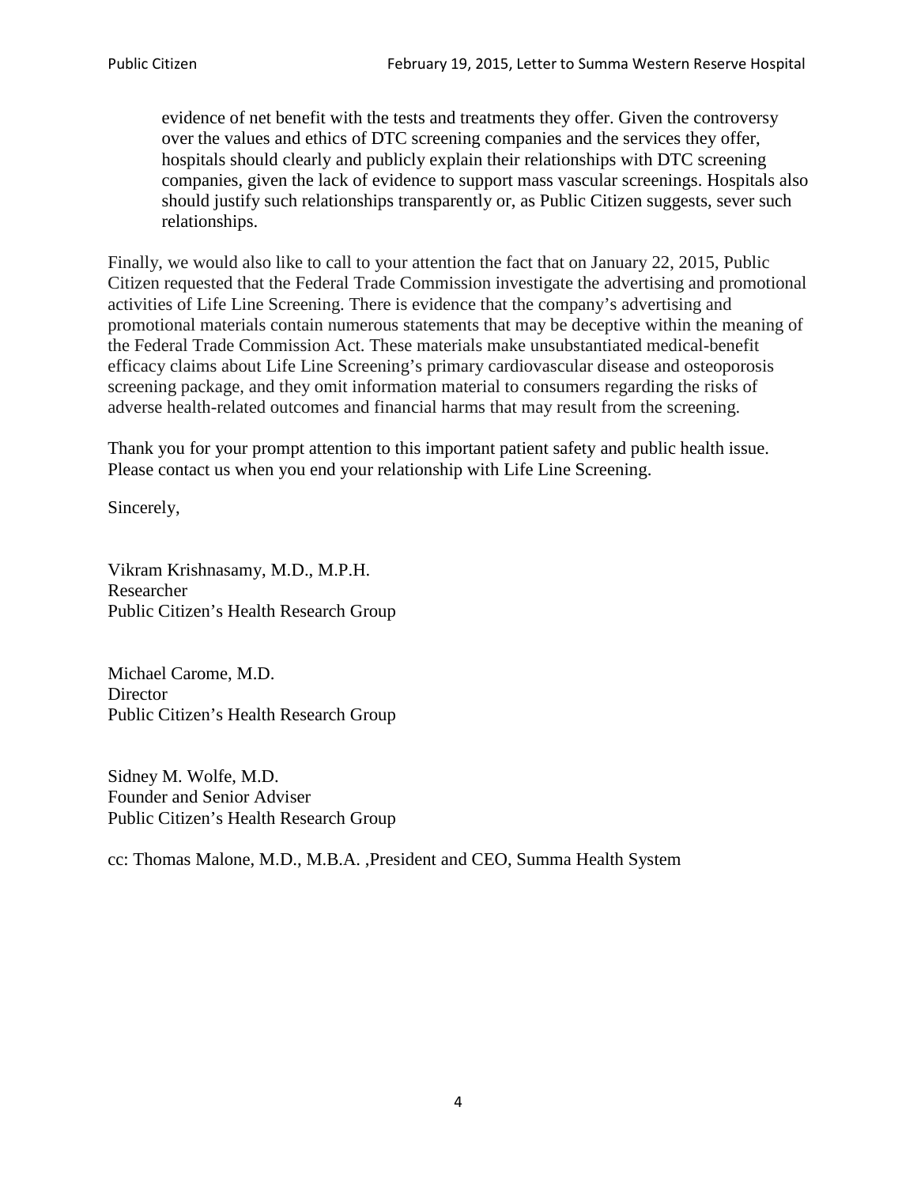> evidence of net benefit with the tests and treatments they offer. Given the controversy over the values and ethics of DTC screening companies and the services they offer, hospitals should clearly and publicly explain their relationships with DTC screening companies, given the lack of evidence to support mass vascular screenings. Hospitals also should justify such relationships transparently or, as Public Citizen suggests, sever such relationships.

Finally, we would also like to call to your attention the fact that on January 22, 2015, Public Citizen requested that the Federal Trade Commission investigate the advertising and promotional activities of Life Line Screening. There is evidence that the company's advertising and promotional materials contain numerous statements that may be deceptive within the meaning of the Federal Trade Commission Act. These materials make unsubstantiated medical-benefit efficacy claims about Life Line Screening's primary cardiovascular disease and osteoporosis screening package, and they omit information material to consumers regarding the risks of adverse health-related outcomes and financial harms that may result from the screening.

Thank you for your prompt attention to this important patient safety and public health issue. Please contact us when you end your relationship with Life Line Screening.

Sincerely,

Vikram Krishnasamy, M.D., M.P.H.  
Researcher  
Public Citizen's Health Research Group

Michael Carome, M.D.  
Director  
Public Citizen's Health Research Group

Sidney M. Wolfe, M.D.  
Founder and Senior Adviser  
Public Citizen's Health Research Group

cc: Thomas Malone, M.D., M.B.A. ,President and CEO, Summa Health System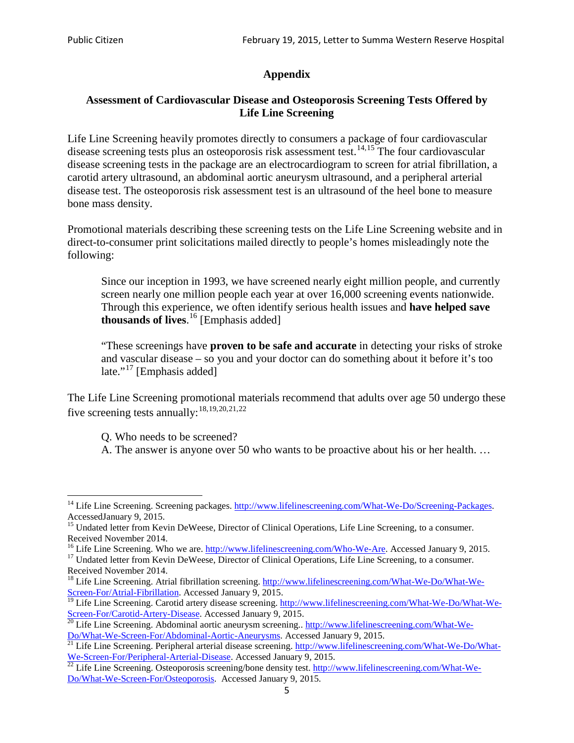## Appendix

### Assessment of Cardiovascular Disease and Osteoporosis Screening Tests Offered by Life Line Screening

Life Line Screening heavily promotes directly to consumers a package of four cardiovascular disease screening tests plus an osteoporosis risk assessment test.[14,15] The four cardiovascular disease screening tests in the package are an electrocardiogram to screen for atrial fibrillation, a carotid artery ultrasound, an abdominal aortic aneurysm ultrasound, and a peripheral arterial disease test. The osteoporosis risk assessment test is an ultrasound of the heel bone to measure bone mass density.

Promotional materials describing these screening tests on the Life Line Screening website and in direct-to-consumer print solicitations mailed directly to people's homes misleadingly note the following:

> Since our inception in 1993, we have screened nearly eight million people, and currently screen nearly one million people each year at over 16,000 screening events nationwide. Through this experience, we often identify serious health issues and **have helped save thousands of lives**.[16] [Emphasis added]
>
> "These screenings have **proven to be safe and accurate** in detecting your risks of stroke and vascular disease – so you and your doctor can do something about it before it's too late."[17] [Emphasis added]

The Life Line Screening promotional materials recommend that adults over age 50 undergo these five screening tests annually:[18,19,20,21,22]

> Q. Who needs to be screened?
> A. The answer is anyone over 50 who wants to be proactive about his or her health. …

---

[14] Life Line Screening. Screening packages. http://www.lifelinescreening.com/What-We-Do/Screening-Packages. AccessedJanuary 9, 2015.

[15] Undated letter from Kevin DeWeese, Director of Clinical Operations, Life Line Screening, to a consumer. Received November 2014.

[16] Life Line Screening. Who we are. http://www.lifelinescreening.com/Who-We-Are. Accessed January 9, 2015.

[17] Undated letter from Kevin DeWeese, Director of Clinical Operations, Life Line Screening, to a consumer. Received November 2014.

[18] Life Line Screening. Atrial fibrillation screening. http://www.lifelinescreening.com/What-We-Do/What-We-Screen-For/Atrial-Fibrillation. Accessed January 9, 2015.

[19] Life Line Screening. Carotid artery disease screening. http://www.lifelinescreening.com/What-We-Do/What-We-Screen-For/Carotid-Artery-Disease. Accessed January 9, 2015.

[20] Life Line Screening. Abdominal aortic aneurysm screening.. http://www.lifelinescreening.com/What-We-Do/What-We-Screen-For/Abdominal-Aortic-Aneurysms. Accessed January 9, 2015.

[21] Life Line Screening. Peripheral arterial disease screening. http://www.lifelinescreening.com/What-We-Do/What-We-Screen-For/Peripheral-Arterial-Disease. Accessed January 9, 2015.

[22] Life Line Screening. Osteoporosis screening/bone density test. http://www.lifelinescreening.com/What-We-Do/What-We-Screen-For/Osteoporosis. Accessed January 9, 2015.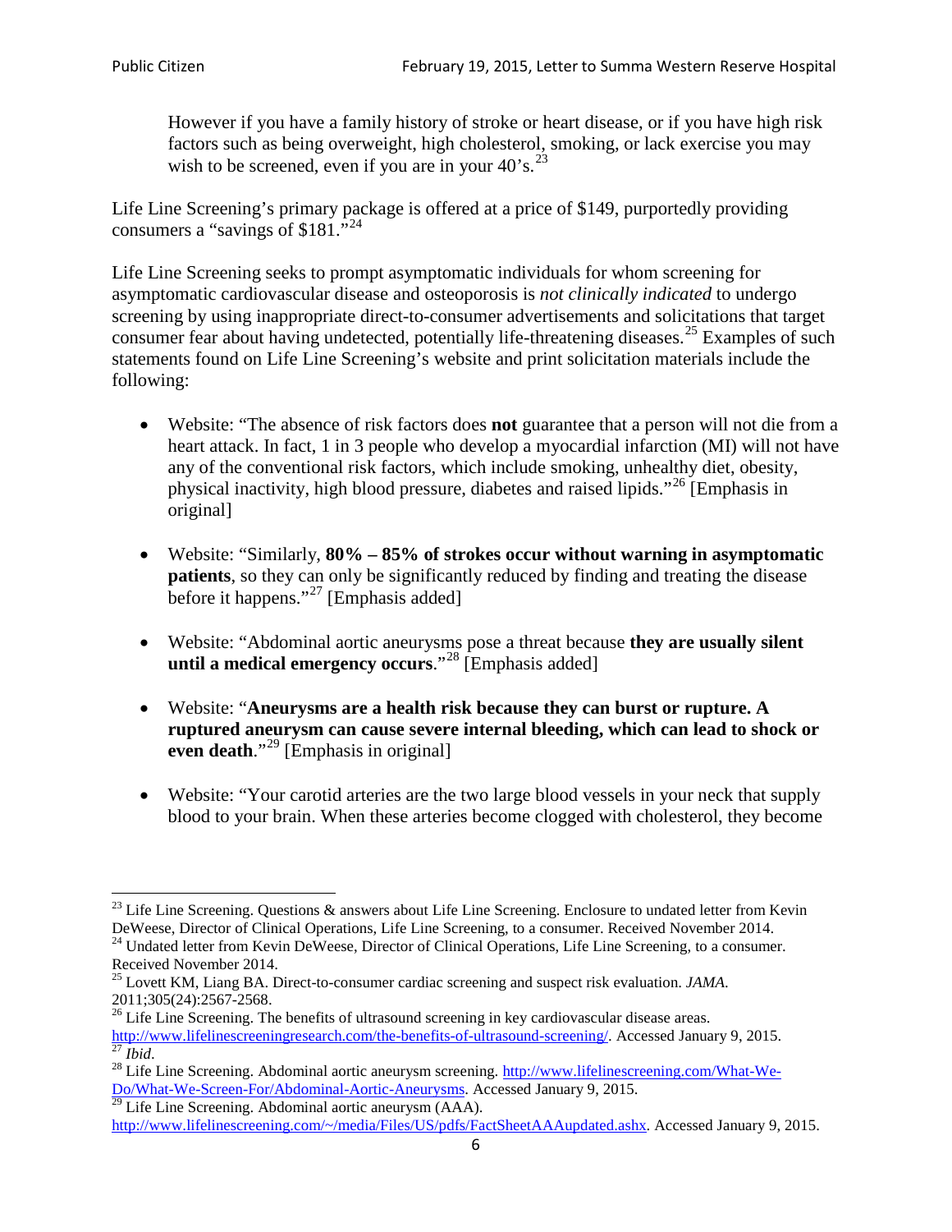> However if you have a family history of stroke or heart disease, or if you have high risk factors such as being overweight, high cholesterol, smoking, or lack exercise you may wish to be screened, even if you are in your 40's.[23]

Life Line Screening's primary package is offered at a price of $149, purportedly providing consumers a "savings of $181."[24]

Life Line Screening seeks to prompt asymptomatic individuals for whom screening for asymptomatic cardiovascular disease and osteoporosis is *not clinically indicated* to undergo screening by using inappropriate direct-to-consumer advertisements and solicitations that target consumer fear about having undetected, potentially life-threatening diseases.[25] Examples of such statements found on Life Line Screening's website and print solicitation materials include the following:

- Website: "The absence of risk factors does **not** guarantee that a person will not die from a heart attack. In fact, 1 in 3 people who develop a myocardial infarction (MI) will not have any of the conventional risk factors, which include smoking, unhealthy diet, obesity, physical inactivity, high blood pressure, diabetes and raised lipids."[26] [Emphasis in original]

- Website: "Similarly, **80% – 85% of strokes occur without warning in asymptomatic patients**, so they can only be significantly reduced by finding and treating the disease before it happens."[27] [Emphasis added]

- Website: "Abdominal aortic aneurysms pose a threat because **they are usually silent until a medical emergency occurs**."[28] [Emphasis added]

- Website: "**Aneurysms are a health risk because they can burst or rupture. A ruptured aneurysm can cause severe internal bleeding, which can lead to shock or even death**."[29] [Emphasis in original]

- Website: "Your carotid arteries are the two large blood vessels in your neck that supply blood to your brain. When these arteries become clogged with cholesterol, they become

---

[23] Life Line Screening. Questions & answers about Life Line Screening. Enclosure to undated letter from Kevin DeWeese, Director of Clinical Operations, Life Line Screening, to a consumer. Received November 2014.

[24] Undated letter from Kevin DeWeese, Director of Clinical Operations, Life Line Screening, to a consumer. Received November 2014.

[25] Lovett KM, Liang BA. Direct-to-consumer cardiac screening and suspect risk evaluation. *JAMA*. 2011;305(24):2567-2568.

[26] Life Line Screening. The benefits of ultrasound screening in key cardiovascular disease areas. http://www.lifelinescreeningresearch.com/the-benefits-of-ultrasound-screening/. Accessed January 9, 2015.

[27] *Ibid*.

[28] Life Line Screening. Abdominal aortic aneurysm screening. http://www.lifelinescreening.com/What-We-Do/What-We-Screen-For/Abdominal-Aortic-Aneurysms. Accessed January 9, 2015.

[29] Life Line Screening. Abdominal aortic aneurysm (AAA). http://www.lifelinescreening.com/~/media/Files/US/pdfs/FactSheetAAAupdated.ashx. Accessed January 9, 2015.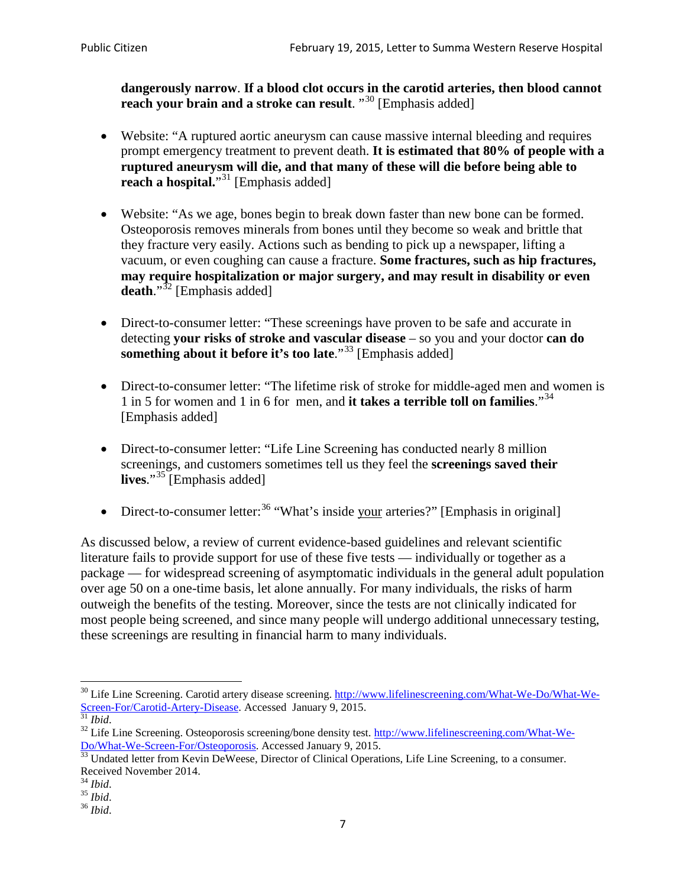**dangerously narrow**. **If a blood clot occurs in the carotid arteries, then blood cannot reach your brain and a stroke can result**. "[30] [Emphasis added]

- Website: "A ruptured aortic aneurysm can cause massive internal bleeding and requires prompt emergency treatment to prevent death. **It is estimated that 80% of people with a ruptured aneurysm will die, and that many of these will die before being able to reach a hospital.**"[31] [Emphasis added]

- Website: "As we age, bones begin to break down faster than new bone can be formed. Osteoporosis removes minerals from bones until they become so weak and brittle that they fracture very easily. Actions such as bending to pick up a newspaper, lifting a vacuum, or even coughing can cause a fracture. **Some fractures, such as hip fractures, may require hospitalization or major surgery, and may result in disability or even death**."[32] [Emphasis added]

- Direct-to-consumer letter: "These screenings have proven to be safe and accurate in detecting **your risks of stroke and vascular disease** – so you and your doctor **can do something about it before it's too late**."[33] [Emphasis added]

- Direct-to-consumer letter: "The lifetime risk of stroke for middle-aged men and women is 1 in 5 for women and 1 in 6 for men, and **it takes a terrible toll on families**."[34] [Emphasis added]

- Direct-to-consumer letter: "Life Line Screening has conducted nearly 8 million screenings, and customers sometimes tell us they feel the **screenings saved their lives**."[35] [Emphasis added]

- Direct-to-consumer letter:[36] "What's inside <u>your</u> arteries?" [Emphasis in original]

As discussed below, a review of current evidence-based guidelines and relevant scientific literature fails to provide support for use of these five tests — individually or together as a package — for widespread screening of asymptomatic individuals in the general adult population over age 50 on a one-time basis, let alone annually. For many individuals, the risks of harm outweigh the benefits of the testing. Moreover, since the tests are not clinically indicated for most people being screened, and since many people will undergo additional unnecessary testing, these screenings are resulting in financial harm to many individuals.

---

[30] Life Line Screening. Carotid artery disease screening. http://www.lifelinescreening.com/What-We-Do/What-We-Screen-For/Carotid-Artery-Disease. Accessed January 9, 2015.

[31] *Ibid*.

[32] Life Line Screening. Osteoporosis screening/bone density test. http://www.lifelinescreening.com/What-We-Do/What-We-Screen-For/Osteoporosis. Accessed January 9, 2015.

[33] Undated letter from Kevin DeWeese, Director of Clinical Operations, Life Line Screening, to a consumer. Received November 2014.

[34] *Ibid*.

[35] *Ibid*.

[36] *Ibid*.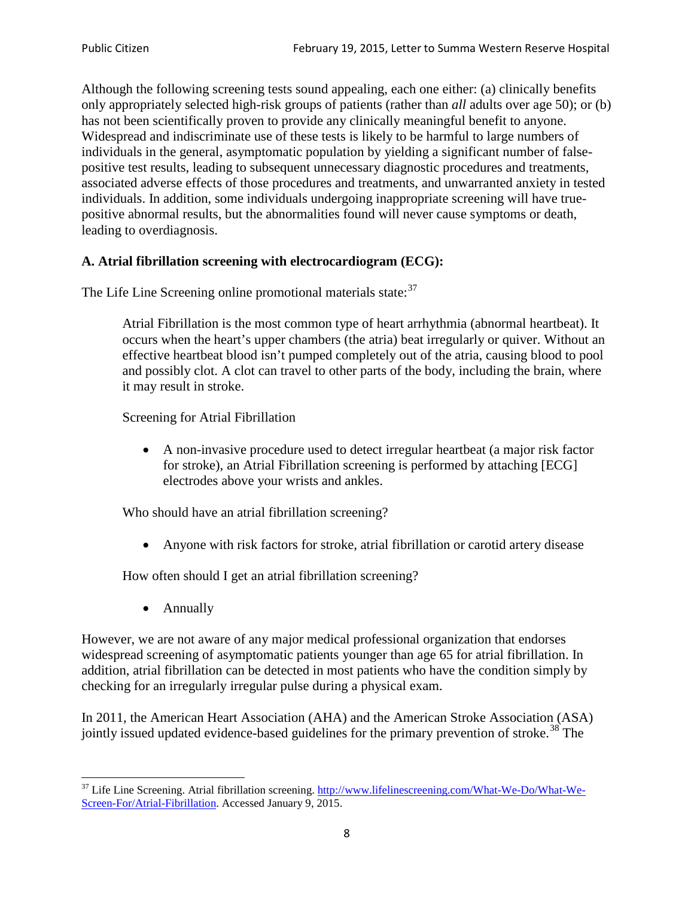Although the following screening tests sound appealing, each one either: (a) clinically benefits only appropriately selected high-risk groups of patients (rather than *all* adults over age 50); or (b) has not been scientifically proven to provide any clinically meaningful benefit to anyone. Widespread and indiscriminate use of these tests is likely to be harmful to large numbers of individuals in the general, asymptomatic population by yielding a significant number of false-positive test results, leading to subsequent unnecessary diagnostic procedures and treatments, associated adverse effects of those procedures and treatments, and unwarranted anxiety in tested individuals. In addition, some individuals undergoing inappropriate screening will have true-positive abnormal results, but the abnormalities found will never cause symptoms or death, leading to overdiagnosis.

**A. Atrial fibrillation screening with electrocardiogram (ECG):**

The Life Line Screening online promotional materials state:[37]

> Atrial Fibrillation is the most common type of heart arrhythmia (abnormal heartbeat). It occurs when the heart's upper chambers (the atria) beat irregularly or quiver. Without an effective heartbeat blood isn't pumped completely out of the atria, causing blood to pool and possibly clot. A clot can travel to other parts of the body, including the brain, where it may result in stroke.
>
> Screening for Atrial Fibrillation
>
> - A non-invasive procedure used to detect irregular heartbeat (a major risk factor for stroke), an Atrial Fibrillation screening is performed by attaching [ECG] electrodes above your wrists and ankles.
>
> Who should have an atrial fibrillation screening?
>
> - Anyone with risk factors for stroke, atrial fibrillation or carotid artery disease
>
> How often should I get an atrial fibrillation screening?
>
> - Annually

However, we are not aware of any major medical professional organization that endorses widespread screening of asymptomatic patients younger than age 65 for atrial fibrillation. In addition, atrial fibrillation can be detected in most patients who have the condition simply by checking for an irregularly irregular pulse during a physical exam.

In 2011, the American Heart Association (AHA) and the American Stroke Association (ASA) jointly issued updated evidence-based guidelines for the primary prevention of stroke.[38] The

[37] Life Line Screening. Atrial fibrillation screening. http://www.lifelinescreening.com/What-We-Do/What-We-Screen-For/Atrial-Fibrillation. Accessed January 9, 2015.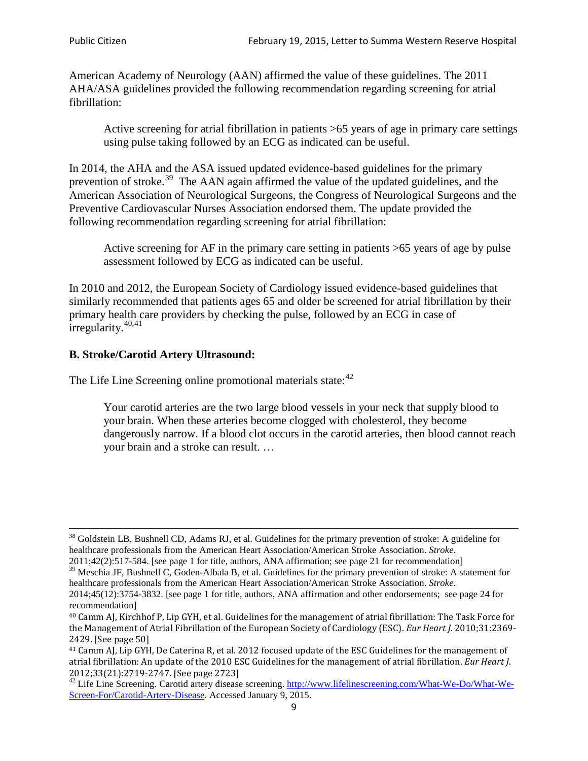American Academy of Neurology (AAN) affirmed the value of these guidelines. The 2011 AHA/ASA guidelines provided the following recommendation regarding screening for atrial fibrillation:

> Active screening for atrial fibrillation in patients >65 years of age in primary care settings using pulse taking followed by an ECG as indicated can be useful.

In 2014, the AHA and the ASA issued updated evidence-based guidelines for the primary prevention of stroke.[39] The AAN again affirmed the value of the updated guidelines, and the American Association of Neurological Surgeons, the Congress of Neurological Surgeons and the Preventive Cardiovascular Nurses Association endorsed them. The update provided the following recommendation regarding screening for atrial fibrillation:

> Active screening for AF in the primary care setting in patients >65 years of age by pulse assessment followed by ECG as indicated can be useful.

In 2010 and 2012, the European Society of Cardiology issued evidence-based guidelines that similarly recommended that patients ages 65 and older be screened for atrial fibrillation by their primary health care providers by checking the pulse, followed by an ECG in case of irregularity.[40,41]

### B. Stroke/Carotid Artery Ultrasound:

The Life Line Screening online promotional materials state:[42]

> Your carotid arteries are the two large blood vessels in your neck that supply blood to your brain. When these arteries become clogged with cholesterol, they become dangerously narrow. If a blood clot occurs in the carotid arteries, then blood cannot reach your brain and a stroke can result. …

---

[38] Goldstein LB, Bushnell CD, Adams RJ, et al. Guidelines for the primary prevention of stroke: A guideline for healthcare professionals from the American Heart Association/American Stroke Association. *Stroke*. 2011;42(2):517-584. [see page 1 for title, authors, ANA affirmation; see page 21 for recommendation]

[39] Meschia JF, Bushnell C, Goden-Albala B, et al. Guidelines for the primary prevention of stroke: A statement for healthcare professionals from the American Heart Association/American Stroke Association. *Stroke*. 2014;45(12):3754-3832. [see page 1 for title, authors, ANA affirmation and other endorsements; see page 24 for recommendation]

[40] Camm AJ, Kirchhof P, Lip GYH, et al. Guidelines for the management of atrial fibrillation: The Task Force for the Management of Atrial Fibrillation of the European Society of Cardiology (ESC). *Eur Heart J*. 2010;31:2369-2429. [See page 50]

[41] Camm AJ, Lip GYH, De Caterina R, et al. 2012 focused update of the ESC Guidelines for the management of atrial fibrillation: An update of the 2010 ESC Guidelines for the management of atrial fibrillation. *Eur Heart J*. 2012;33(21):2719-2747. [See page 2723]

[42] Life Line Screening. Carotid artery disease screening. http://www.lifelinescreening.com/What-We-Do/What-We-Screen-For/Carotid-Artery-Disease. Accessed January 9, 2015.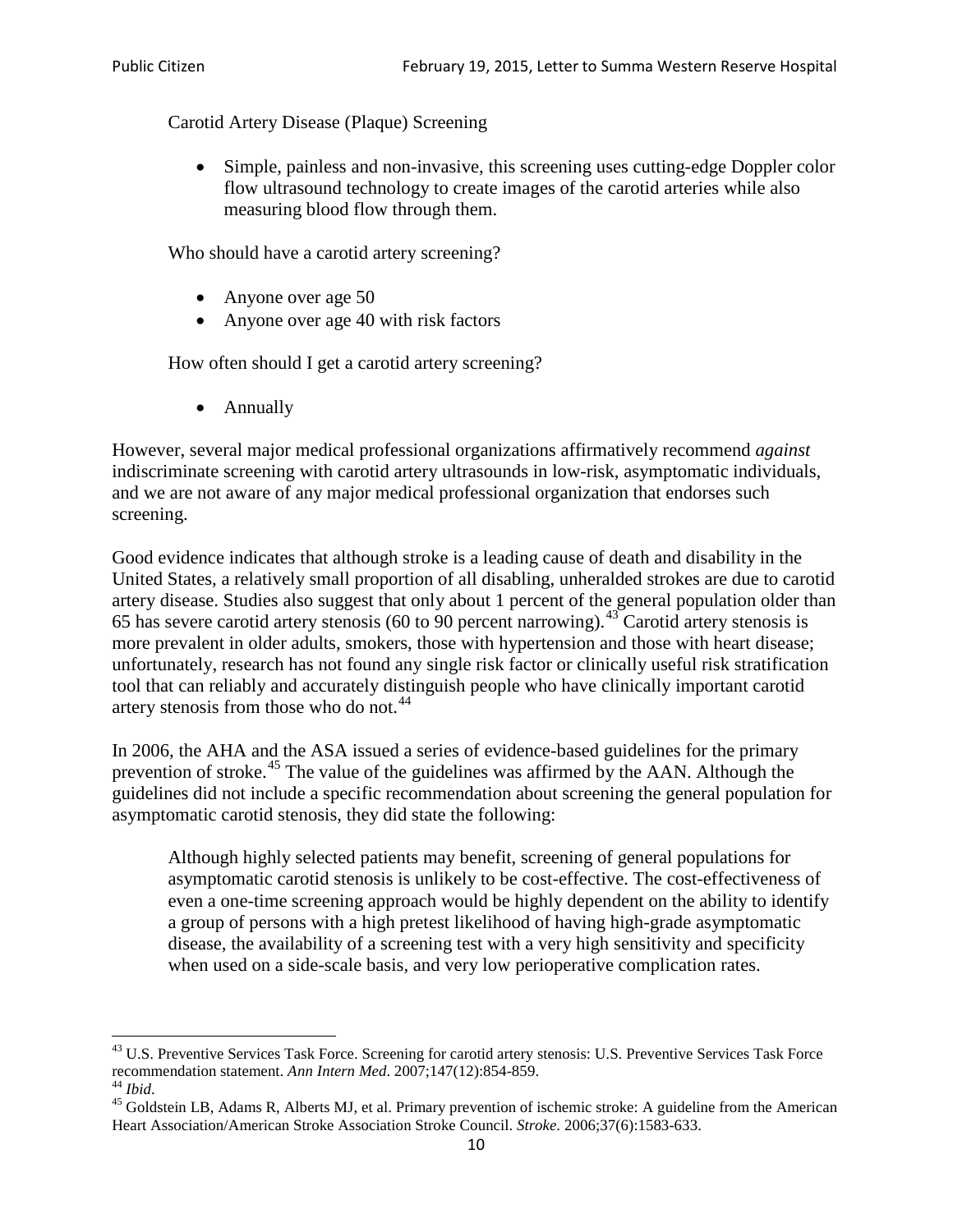Carotid Artery Disease (Plaque) Screening

- Simple, painless and non-invasive, this screening uses cutting-edge Doppler color flow ultrasound technology to create images of the carotid arteries while also measuring blood flow through them.

Who should have a carotid artery screening?

- Anyone over age 50
- Anyone over age 40 with risk factors

How often should I get a carotid artery screening?

- Annually

However, several major medical professional organizations affirmatively recommend *against* indiscriminate screening with carotid artery ultrasounds in low-risk, asymptomatic individuals, and we are not aware of any major medical professional organization that endorses such screening.

Good evidence indicates that although stroke is a leading cause of death and disability in the United States, a relatively small proportion of all disabling, unheralded strokes are due to carotid artery disease. Studies also suggest that only about 1 percent of the general population older than 65 has severe carotid artery stenosis (60 to 90 percent narrowing).[43] Carotid artery stenosis is more prevalent in older adults, smokers, those with hypertension and those with heart disease; unfortunately, research has not found any single risk factor or clinically useful risk stratification tool that can reliably and accurately distinguish people who have clinically important carotid artery stenosis from those who do not.[44]

In 2006, the AHA and the ASA issued a series of evidence-based guidelines for the primary prevention of stroke.[45] The value of the guidelines was affirmed by the AAN. Although the guidelines did not include a specific recommendation about screening the general population for asymptomatic carotid stenosis, they did state the following:

> Although highly selected patients may benefit, screening of general populations for asymptomatic carotid stenosis is unlikely to be cost-effective. The cost-effectiveness of even a one-time screening approach would be highly dependent on the ability to identify a group of persons with a high pretest likelihood of having high-grade asymptomatic disease, the availability of a screening test with a very high sensitivity and specificity when used on a side-scale basis, and very low perioperative complication rates.

---

[43] U.S. Preventive Services Task Force. Screening for carotid artery stenosis: U.S. Preventive Services Task Force recommendation statement. *Ann Intern Med*. 2007;147(12):854-859.

[44] *Ibid*.

[45] Goldstein LB, Adams R, Alberts MJ, et al. Primary prevention of ischemic stroke: A guideline from the American Heart Association/American Stroke Association Stroke Council. *Stroke*. 2006;37(6):1583-633.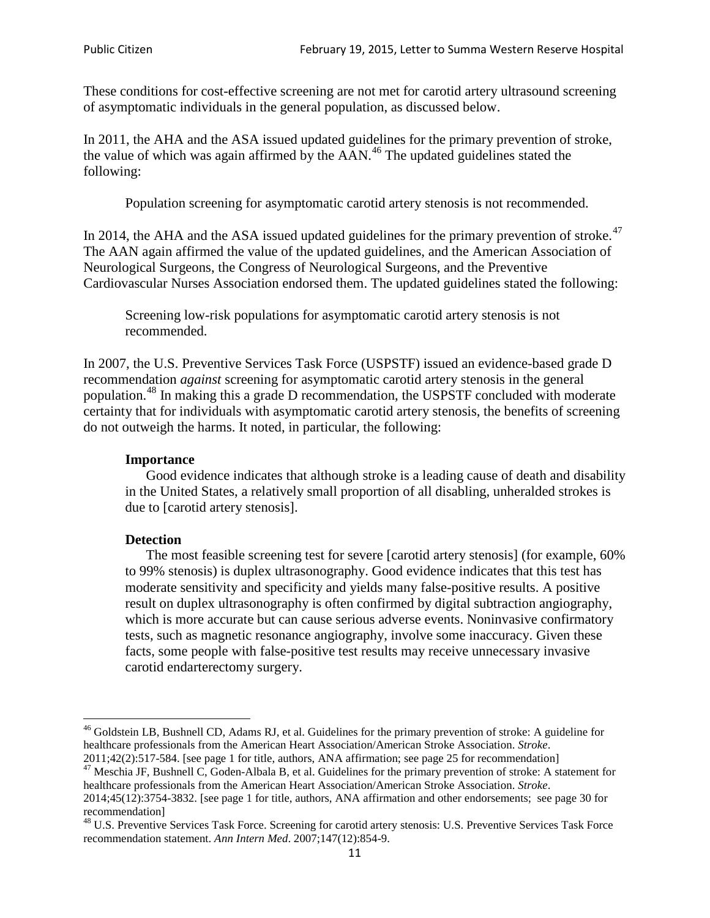These conditions for cost-effective screening are not met for carotid artery ultrasound screening of asymptomatic individuals in the general population, as discussed below.

In 2011, the AHA and the ASA issued updated guidelines for the primary prevention of stroke, the value of which was again affirmed by the AAN.[46] The updated guidelines stated the following:

> Population screening for asymptomatic carotid artery stenosis is not recommended.

In 2014, the AHA and the ASA issued updated guidelines for the primary prevention of stroke.[47] The AAN again affirmed the value of the updated guidelines, and the American Association of Neurological Surgeons, the Congress of Neurological Surgeons, and the Preventive Cardiovascular Nurses Association endorsed them. The updated guidelines stated the following:

> Screening low-risk populations for asymptomatic carotid artery stenosis is not recommended.

In 2007, the U.S. Preventive Services Task Force (USPSTF) issued an evidence-based grade D recommendation *against* screening for asymptomatic carotid artery stenosis in the general population.[48] In making this a grade D recommendation, the USPSTF concluded with moderate certainty that for individuals with asymptomatic carotid artery stenosis, the benefits of screening do not outweigh the harms. It noted, in particular, the following:

> **Importance**
>
> Good evidence indicates that although stroke is a leading cause of death and disability in the United States, a relatively small proportion of all disabling, unheralded strokes is due to [carotid artery stenosis].
>
> **Detection**
>
> The most feasible screening test for severe [carotid artery stenosis] (for example, 60% to 99% stenosis) is duplex ultrasonography. Good evidence indicates that this test has moderate sensitivity and specificity and yields many false-positive results. A positive result on duplex ultrasonography is often confirmed by digital subtraction angiography, which is more accurate but can cause serious adverse events. Noninvasive confirmatory tests, such as magnetic resonance angiography, involve some inaccuracy. Given these facts, some people with false-positive test results may receive unnecessary invasive carotid endarterectomy surgery.

---

[46] Goldstein LB, Bushnell CD, Adams RJ, et al. Guidelines for the primary prevention of stroke: A guideline for healthcare professionals from the American Heart Association/American Stroke Association. *Stroke*. 2011;42(2):517-584. [see page 1 for title, authors, ANA affirmation; see page 25 for recommendation]

[47] Meschia JF, Bushnell C, Goden-Albala B, et al. Guidelines for the primary prevention of stroke: A statement for healthcare professionals from the American Heart Association/American Stroke Association. *Stroke*. 2014;45(12):3754-3832. [see page 1 for title, authors, ANA affirmation and other endorsements; see page 30 for recommendation]

[48] U.S. Preventive Services Task Force. Screening for carotid artery stenosis: U.S. Preventive Services Task Force recommendation statement. *Ann Intern Med*. 2007;147(12):854-9.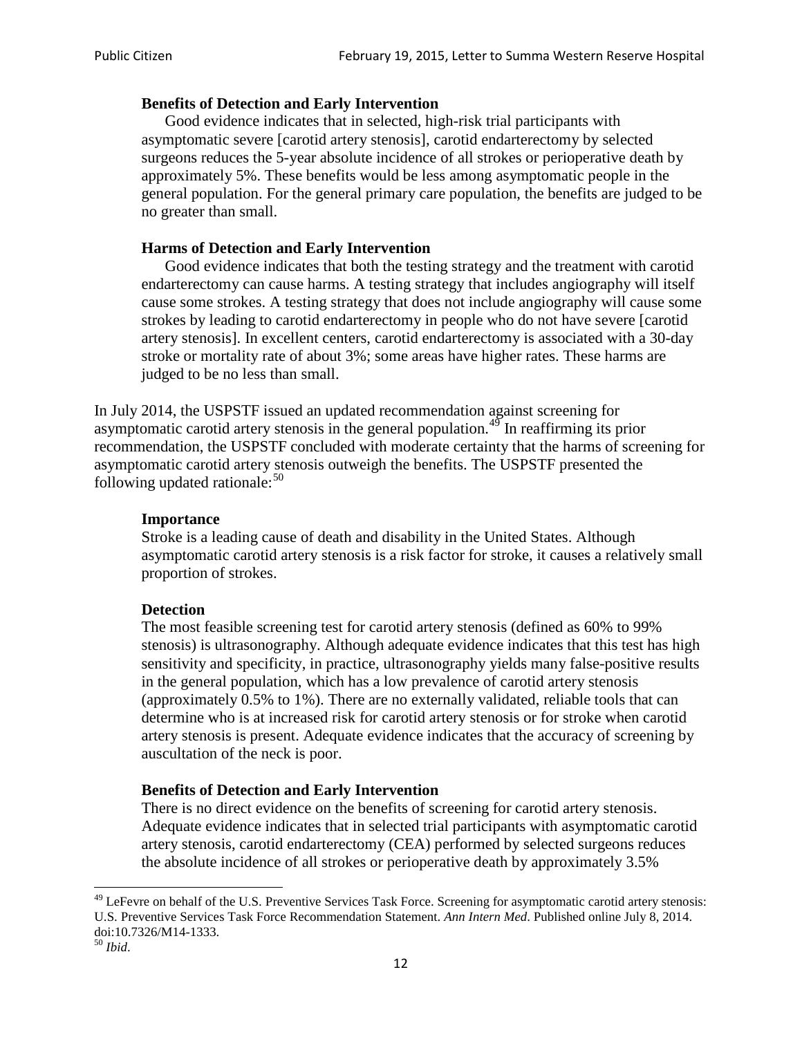**Benefits of Detection and Early Intervention**

Good evidence indicates that in selected, high-risk trial participants with asymptomatic severe [carotid artery stenosis], carotid endarterectomy by selected surgeons reduces the 5-year absolute incidence of all strokes or perioperative death by approximately 5%. These benefits would be less among asymptomatic people in the general population. For the general primary care population, the benefits are judged to be no greater than small.

**Harms of Detection and Early Intervention**

Good evidence indicates that both the testing strategy and the treatment with carotid endarterectomy can cause harms. A testing strategy that includes angiography will itself cause some strokes. A testing strategy that does not include angiography will cause some strokes by leading to carotid endarterectomy in people who do not have severe [carotid artery stenosis]. In excellent centers, carotid endarterectomy is associated with a 30-day stroke or mortality rate of about 3%; some areas have higher rates. These harms are judged to be no less than small.

In July 2014, the USPSTF issued an updated recommendation against screening for asymptomatic carotid artery stenosis in the general population.[49] In reaffirming its prior recommendation, the USPSTF concluded with moderate certainty that the harms of screening for asymptomatic carotid artery stenosis outweigh the benefits. The USPSTF presented the following updated rationale:[50]

**Importance**

Stroke is a leading cause of death and disability in the United States. Although asymptomatic carotid artery stenosis is a risk factor for stroke, it causes a relatively small proportion of strokes.

**Detection**

The most feasible screening test for carotid artery stenosis (defined as 60% to 99% stenosis) is ultrasonography. Although adequate evidence indicates that this test has high sensitivity and specificity, in practice, ultrasonography yields many false-positive results in the general population, which has a low prevalence of carotid artery stenosis (approximately 0.5% to 1%). There are no externally validated, reliable tools that can determine who is at increased risk for carotid artery stenosis or for stroke when carotid artery stenosis is present. Adequate evidence indicates that the accuracy of screening by auscultation of the neck is poor.

**Benefits of Detection and Early Intervention**

There is no direct evidence on the benefits of screening for carotid artery stenosis. Adequate evidence indicates that in selected trial participants with asymptomatic carotid artery stenosis, carotid endarterectomy (CEA) performed by selected surgeons reduces the absolute incidence of all strokes or perioperative death by approximately 3.5%

---

[49] LeFevre on behalf of the U.S. Preventive Services Task Force. Screening for asymptomatic carotid artery stenosis: U.S. Preventive Services Task Force Recommendation Statement. *Ann Intern Med*. Published online July 8, 2014. doi:10.7326/M14-1333.

[50] *Ibid*.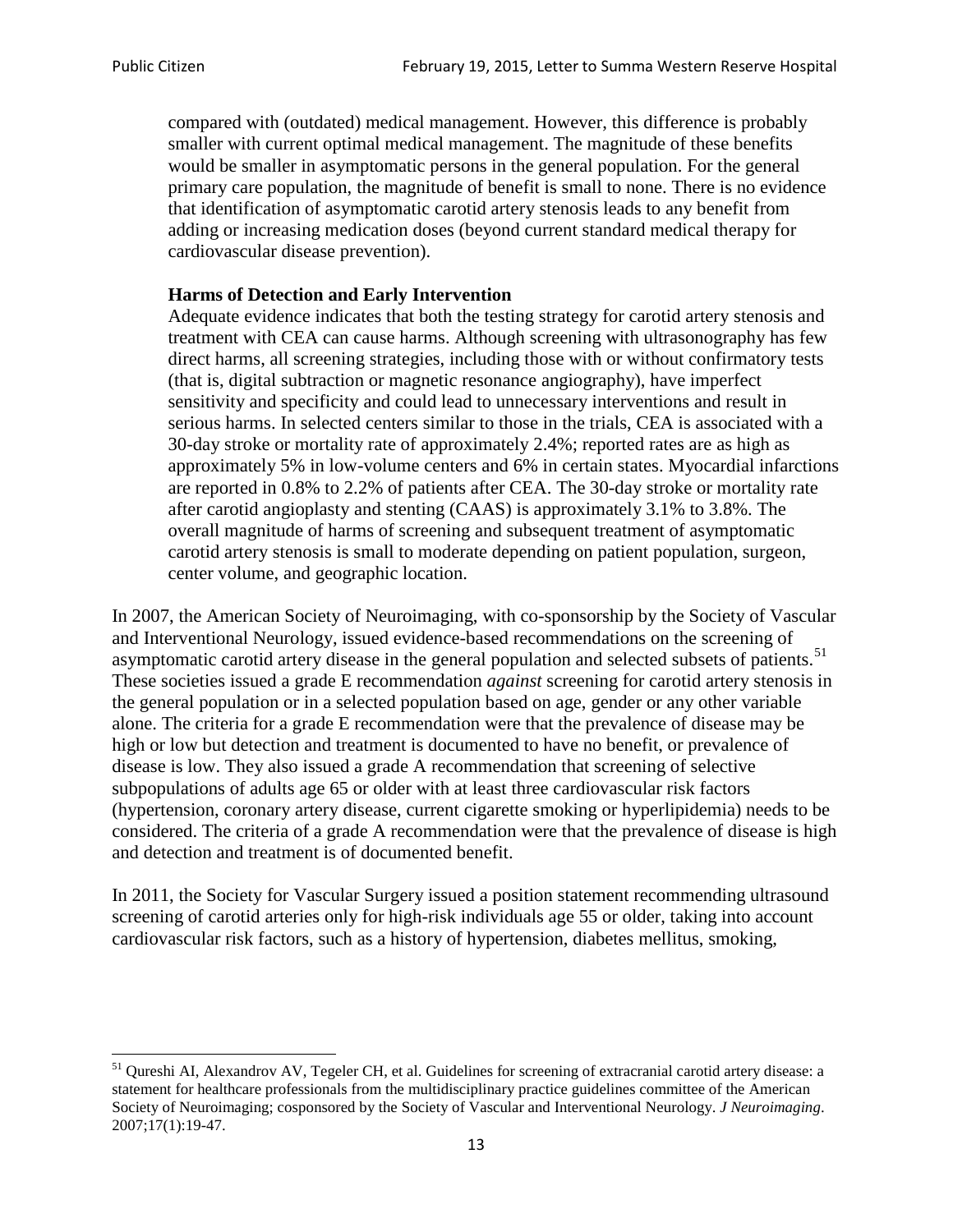> compared with (outdated) medical management. However, this difference is probably smaller with current optimal medical management. The magnitude of these benefits would be smaller in asymptomatic persons in the general population. For the general primary care population, the magnitude of benefit is small to none. There is no evidence that identification of asymptomatic carotid artery stenosis leads to any benefit from adding or increasing medication doses (beyond current standard medical therapy for cardiovascular disease prevention).
>
> **Harms of Detection and Early Intervention**
> Adequate evidence indicates that both the testing strategy for carotid artery stenosis and treatment with CEA can cause harms. Although screening with ultrasonography has few direct harms, all screening strategies, including those with or without confirmatory tests (that is, digital subtraction or magnetic resonance angiography), have imperfect sensitivity and specificity and could lead to unnecessary interventions and result in serious harms. In selected centers similar to those in the trials, CEA is associated with a 30-day stroke or mortality rate of approximately 2.4%; reported rates are as high as approximately 5% in low-volume centers and 6% in certain states. Myocardial infarctions are reported in 0.8% to 2.2% of patients after CEA. The 30-day stroke or mortality rate after carotid angioplasty and stenting (CAAS) is approximately 3.1% to 3.8%. The overall magnitude of harms of screening and subsequent treatment of asymptomatic carotid artery stenosis is small to moderate depending on patient population, surgeon, center volume, and geographic location.

In 2007, the American Society of Neuroimaging, with co-sponsorship by the Society of Vascular and Interventional Neurology, issued evidence-based recommendations on the screening of asymptomatic carotid artery disease in the general population and selected subsets of patients.[51] These societies issued a grade E recommendation *against* screening for carotid artery stenosis in the general population or in a selected population based on age, gender or any other variable alone. The criteria for a grade E recommendation were that the prevalence of disease may be high or low but detection and treatment is documented to have no benefit, or prevalence of disease is low. They also issued a grade A recommendation that screening of selective subpopulations of adults age 65 or older with at least three cardiovascular risk factors (hypertension, coronary artery disease, current cigarette smoking or hyperlipidemia) needs to be considered. The criteria of a grade A recommendation were that the prevalence of disease is high and detection and treatment is of documented benefit.

In 2011, the Society for Vascular Surgery issued a position statement recommending ultrasound screening of carotid arteries only for high-risk individuals age 55 or older, taking into account cardiovascular risk factors, such as a history of hypertension, diabetes mellitus, smoking,

---

[51] Qureshi AI, Alexandrov AV, Tegeler CH, et al. Guidelines for screening of extracranial carotid artery disease: a statement for healthcare professionals from the multidisciplinary practice guidelines committee of the American Society of Neuroimaging; cosponsored by the Society of Vascular and Interventional Neurology. *J Neuroimaging*. 2007;17(1):19-47.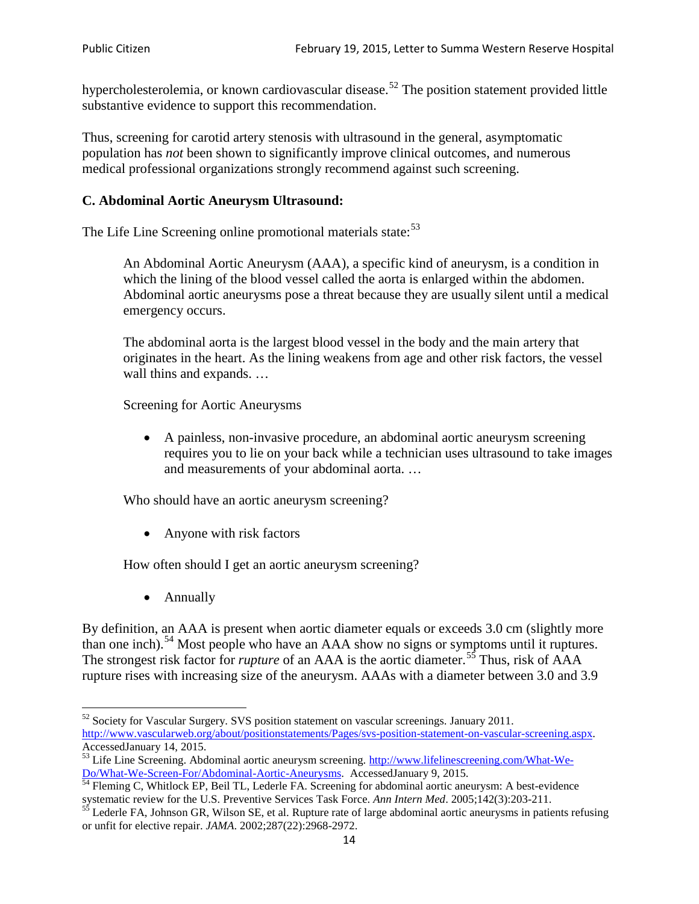hypercholesterolemia, or known cardiovascular disease.[52] The position statement provided little substantive evidence to support this recommendation.

Thus, screening for carotid artery stenosis with ultrasound in the general, asymptomatic population has *not* been shown to significantly improve clinical outcomes, and numerous medical professional organizations strongly recommend against such screening.

### C. Abdominal Aortic Aneurysm Ultrasound:

The Life Line Screening online promotional materials state:[53]

> An Abdominal Aortic Aneurysm (AAA), a specific kind of aneurysm, is a condition in which the lining of the blood vessel called the aorta is enlarged within the abdomen. Abdominal aortic aneurysms pose a threat because they are usually silent until a medical emergency occurs.
>
> The abdominal aorta is the largest blood vessel in the body and the main artery that originates in the heart. As the lining weakens from age and other risk factors, the vessel wall thins and expands. …
>
> Screening for Aortic Aneurysms
>
> - A painless, non-invasive procedure, an abdominal aortic aneurysm screening requires you to lie on your back while a technician uses ultrasound to take images and measurements of your abdominal aorta. …
>
> Who should have an aortic aneurysm screening?
>
> - Anyone with risk factors
>
> How often should I get an aortic aneurysm screening?
>
> - Annually

By definition, an AAA is present when aortic diameter equals or exceeds 3.0 cm (slightly more than one inch).[54] Most people who have an AAA show no signs or symptoms until it ruptures. The strongest risk factor for *rupture* of an AAA is the aortic diameter.[55] Thus, risk of AAA rupture rises with increasing size of the aneurysm. AAAs with a diameter between 3.0 and 3.9

---

[52] Society for Vascular Surgery. SVS position statement on vascular screenings. January 2011. http://www.vascularweb.org/about/positionstatements/Pages/svs-position-statement-on-vascular-screening.aspx. AccessedJanuary 14, 2015.

[53] Life Line Screening. Abdominal aortic aneurysm screening. http://www.lifelinescreening.com/What-We-Do/What-We-Screen-For/Abdominal-Aortic-Aneurysms. AccessedJanuary 9, 2015.

[54] Fleming C, Whitlock EP, Beil TL, Lederle FA. Screening for abdominal aortic aneurysm: A best-evidence systematic review for the U.S. Preventive Services Task Force. *Ann Intern Med*. 2005;142(3):203-211.

[55] Lederle FA, Johnson GR, Wilson SE, et al. Rupture rate of large abdominal aortic aneurysms in patients refusing or unfit for elective repair. *JAMA*. 2002;287(22):2968-2972.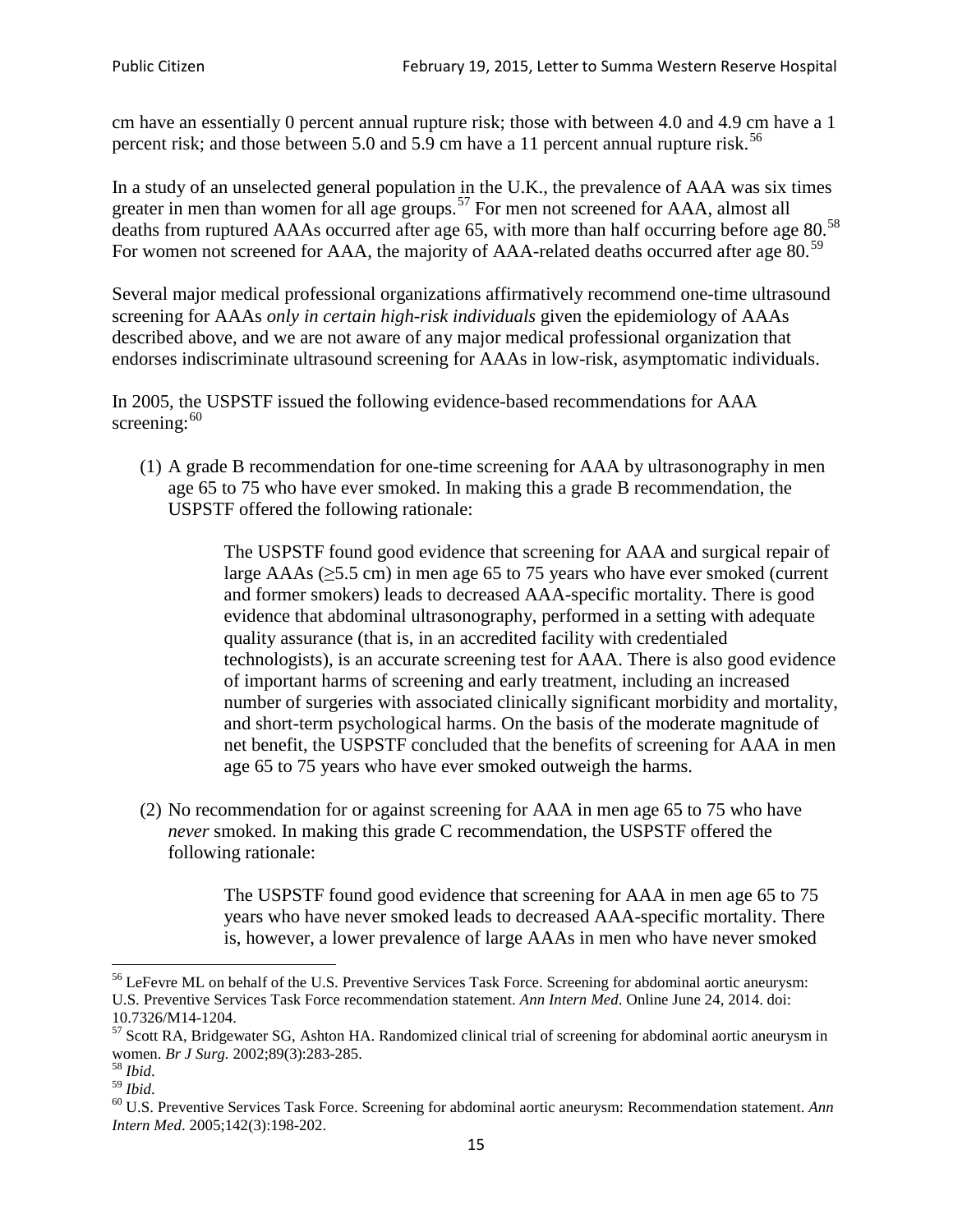cm have an essentially 0 percent annual rupture risk; those with between 4.0 and 4.9 cm have a 1 percent risk; and those between 5.0 and 5.9 cm have a 11 percent annual rupture risk.[56]

In a study of an unselected general population in the U.K., the prevalence of AAA was six times greater in men than women for all age groups.[57] For men not screened for AAA, almost all deaths from ruptured AAAs occurred after age 65, with more than half occurring before age 80.[58] For women not screened for AAA, the majority of AAA-related deaths occurred after age 80.[59]

Several major medical professional organizations affirmatively recommend one-time ultrasound screening for AAAs *only in certain high-risk individuals* given the epidemiology of AAAs described above, and we are not aware of any major medical professional organization that endorses indiscriminate ultrasound screening for AAAs in low-risk, asymptomatic individuals.

In 2005, the USPSTF issued the following evidence-based recommendations for AAA screening:[60]

(1) A grade B recommendation for one-time screening for AAA by ultrasonography in men age 65 to 75 who have ever smoked. In making this a grade B recommendation, the USPSTF offered the following rationale:

> The USPSTF found good evidence that screening for AAA and surgical repair of large AAAs (≥5.5 cm) in men age 65 to 75 years who have ever smoked (current and former smokers) leads to decreased AAA-specific mortality. There is good evidence that abdominal ultrasonography, performed in a setting with adequate quality assurance (that is, in an accredited facility with credentialed technologists), is an accurate screening test for AAA. There is also good evidence of important harms of screening and early treatment, including an increased number of surgeries with associated clinically significant morbidity and mortality, and short-term psychological harms. On the basis of the moderate magnitude of net benefit, the USPSTF concluded that the benefits of screening for AAA in men age 65 to 75 years who have ever smoked outweigh the harms.

(2) No recommendation for or against screening for AAA in men age 65 to 75 who have *never* smoked. In making this grade C recommendation, the USPSTF offered the following rationale:

> The USPSTF found good evidence that screening for AAA in men age 65 to 75 years who have never smoked leads to decreased AAA-specific mortality. There is, however, a lower prevalence of large AAAs in men who have never smoked

---

[56] LeFevre ML on behalf of the U.S. Preventive Services Task Force. Screening for abdominal aortic aneurysm: U.S. Preventive Services Task Force recommendation statement. *Ann Intern Med*. Online June 24, 2014. doi: 10.7326/M14-1204.

[57] Scott RA, Bridgewater SG, Ashton HA. Randomized clinical trial of screening for abdominal aortic aneurysm in women. *Br J Surg.* 2002;89(3):283-285.

[58] *Ibid*.

[59] *Ibid*.

[60] U.S. Preventive Services Task Force. Screening for abdominal aortic aneurysm: Recommendation statement. *Ann Intern Med*. 2005;142(3):198-202.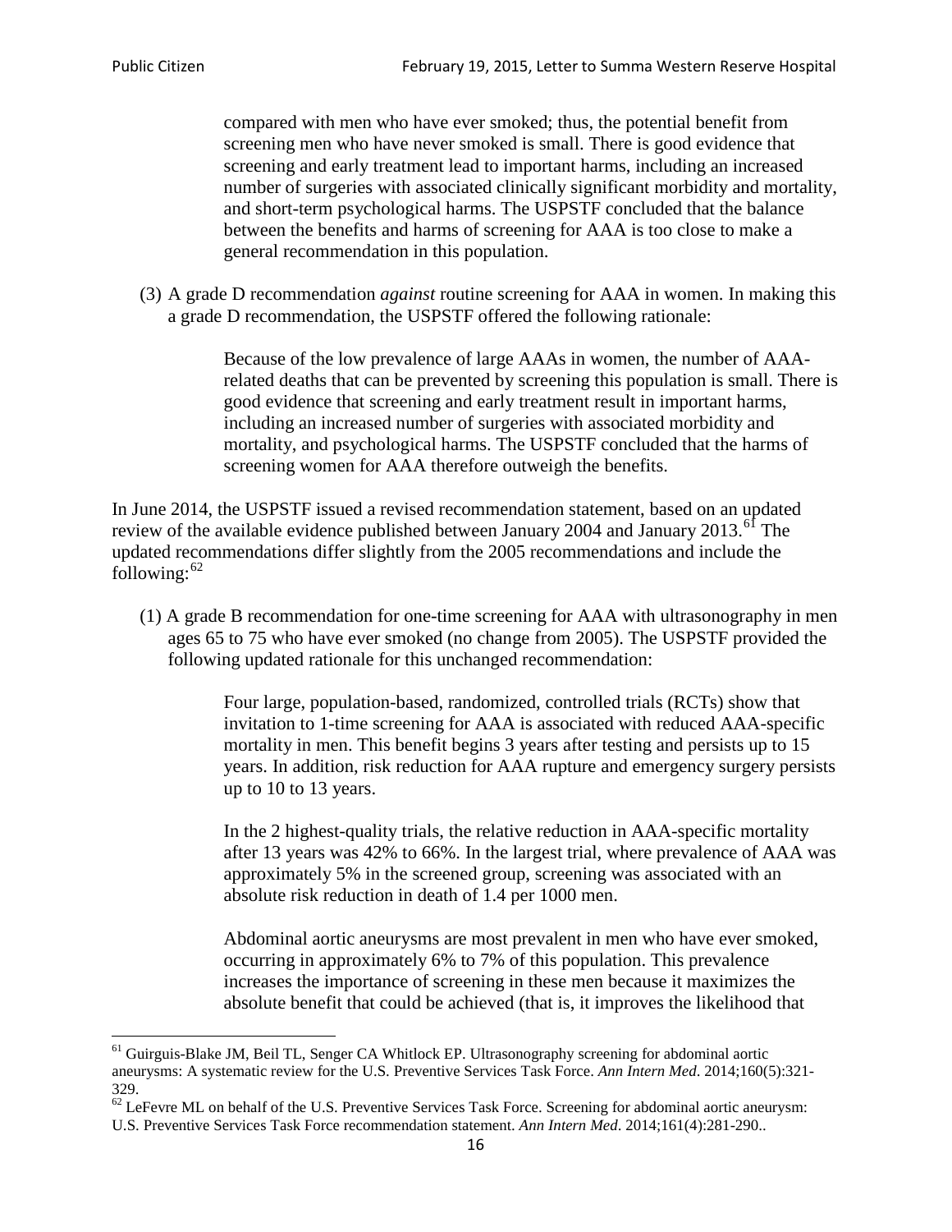compared with men who have ever smoked; thus, the potential benefit from screening men who have never smoked is small. There is good evidence that screening and early treatment lead to important harms, including an increased number of surgeries with associated clinically significant morbidity and mortality, and short-term psychological harms. The USPSTF concluded that the balance between the benefits and harms of screening for AAA is too close to make a general recommendation in this population.

(3) A grade D recommendation *against* routine screening for AAA in women. In making this a grade D recommendation, the USPSTF offered the following rationale:

> Because of the low prevalence of large AAAs in women, the number of AAA-related deaths that can be prevented by screening this population is small. There is good evidence that screening and early treatment result in important harms, including an increased number of surgeries with associated morbidity and mortality, and psychological harms. The USPSTF concluded that the harms of screening women for AAA therefore outweigh the benefits.

In June 2014, the USPSTF issued a revised recommendation statement, based on an updated review of the available evidence published between January 2004 and January 2013.[61] The updated recommendations differ slightly from the 2005 recommendations and include the following:[62]

(1) A grade B recommendation for one-time screening for AAA with ultrasonography in men ages 65 to 75 who have ever smoked (no change from 2005). The USPSTF provided the following updated rationale for this unchanged recommendation:

> Four large, population-based, randomized, controlled trials (RCTs) show that invitation to 1-time screening for AAA is associated with reduced AAA-specific mortality in men. This benefit begins 3 years after testing and persists up to 15 years. In addition, risk reduction for AAA rupture and emergency surgery persists up to 10 to 13 years.
>
> In the 2 highest-quality trials, the relative reduction in AAA-specific mortality after 13 years was 42% to 66%. In the largest trial, where prevalence of AAA was approximately 5% in the screened group, screening was associated with an absolute risk reduction in death of 1.4 per 1000 men.
>
> Abdominal aortic aneurysms are most prevalent in men who have ever smoked, occurring in approximately 6% to 7% of this population. This prevalence increases the importance of screening in these men because it maximizes the absolute benefit that could be achieved (that is, it improves the likelihood that

[61] Guirguis-Blake JM, Beil TL, Senger CA Whitlock EP. Ultrasonography screening for abdominal aortic aneurysms: A systematic review for the U.S. Preventive Services Task Force. *Ann Intern Med*. 2014;160(5):321-329.

[62] LeFevre ML on behalf of the U.S. Preventive Services Task Force. Screening for abdominal aortic aneurysm: U.S. Preventive Services Task Force recommendation statement. *Ann Intern Med*. 2014;161(4):281-290..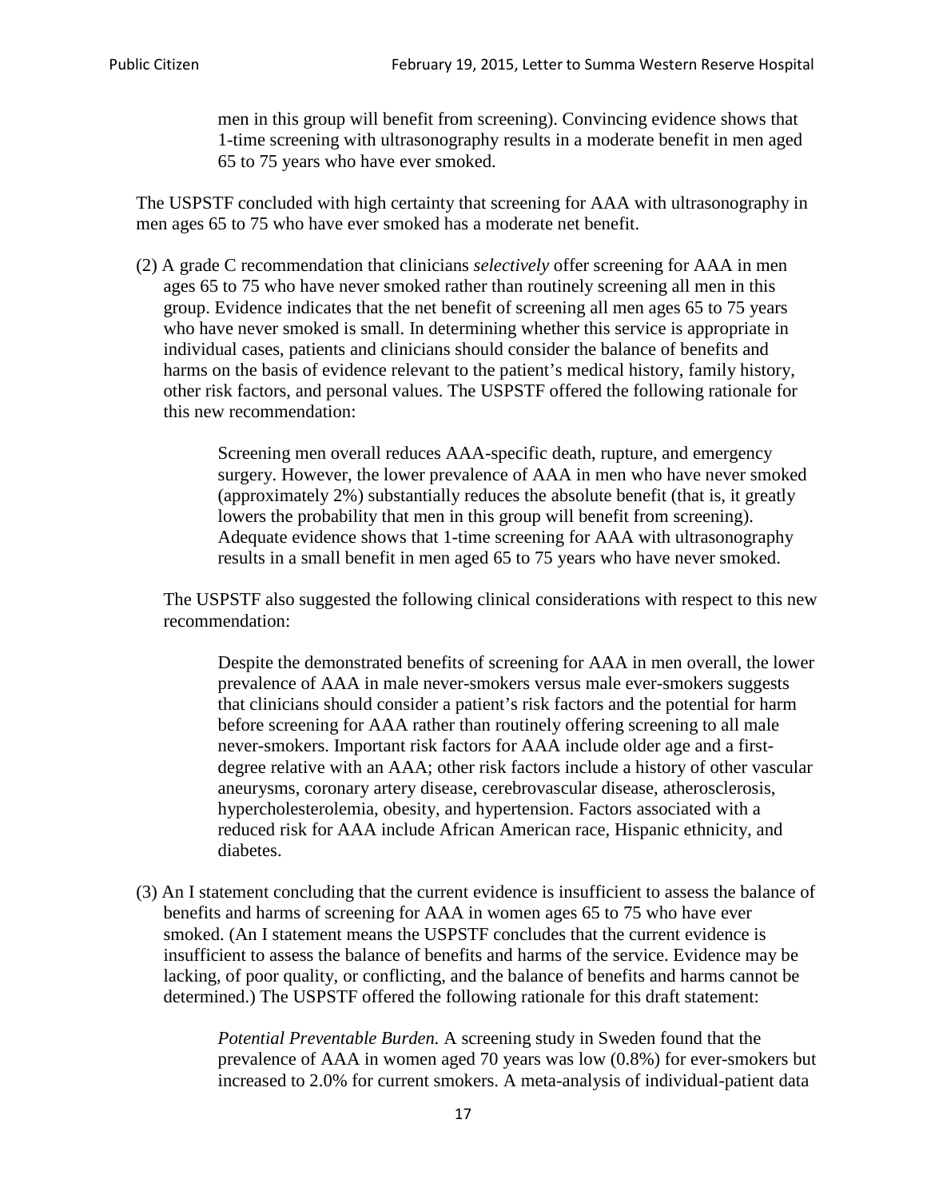> men in this group will benefit from screening). Convincing evidence shows that 1-time screening with ultrasonography results in a moderate benefit in men aged 65 to 75 years who have ever smoked.

The USPSTF concluded with high certainty that screening for AAA with ultrasonography in men ages 65 to 75 who have ever smoked has a moderate net benefit.

(2) A grade C recommendation that clinicians *selectively* offer screening for AAA in men ages 65 to 75 who have never smoked rather than routinely screening all men in this group. Evidence indicates that the net benefit of screening all men ages 65 to 75 years who have never smoked is small. In determining whether this service is appropriate in individual cases, patients and clinicians should consider the balance of benefits and harms on the basis of evidence relevant to the patient's medical history, family history, other risk factors, and personal values. The USPSTF offered the following rationale for this new recommendation:

> Screening men overall reduces AAA-specific death, rupture, and emergency surgery. However, the lower prevalence of AAA in men who have never smoked (approximately 2%) substantially reduces the absolute benefit (that is, it greatly lowers the probability that men in this group will benefit from screening). Adequate evidence shows that 1-time screening for AAA with ultrasonography results in a small benefit in men aged 65 to 75 years who have never smoked.

The USPSTF also suggested the following clinical considerations with respect to this new recommendation:

> Despite the demonstrated benefits of screening for AAA in men overall, the lower prevalence of AAA in male never-smokers versus male ever-smokers suggests that clinicians should consider a patient's risk factors and the potential for harm before screening for AAA rather than routinely offering screening to all male never-smokers. Important risk factors for AAA include older age and a first-degree relative with an AAA; other risk factors include a history of other vascular aneurysms, coronary artery disease, cerebrovascular disease, atherosclerosis, hypercholesterolemia, obesity, and hypertension. Factors associated with a reduced risk for AAA include African American race, Hispanic ethnicity, and diabetes.

(3) An I statement concluding that the current evidence is insufficient to assess the balance of benefits and harms of screening for AAA in women ages 65 to 75 who have ever smoked. (An I statement means the USPSTF concludes that the current evidence is insufficient to assess the balance of benefits and harms of the service. Evidence may be lacking, of poor quality, or conflicting, and the balance of benefits and harms cannot be determined.) The USPSTF offered the following rationale for this draft statement:

> *Potential Preventable Burden.* A screening study in Sweden found that the prevalence of AAA in women aged 70 years was low (0.8%) for ever-smokers but increased to 2.0% for current smokers. A meta-analysis of individual-patient data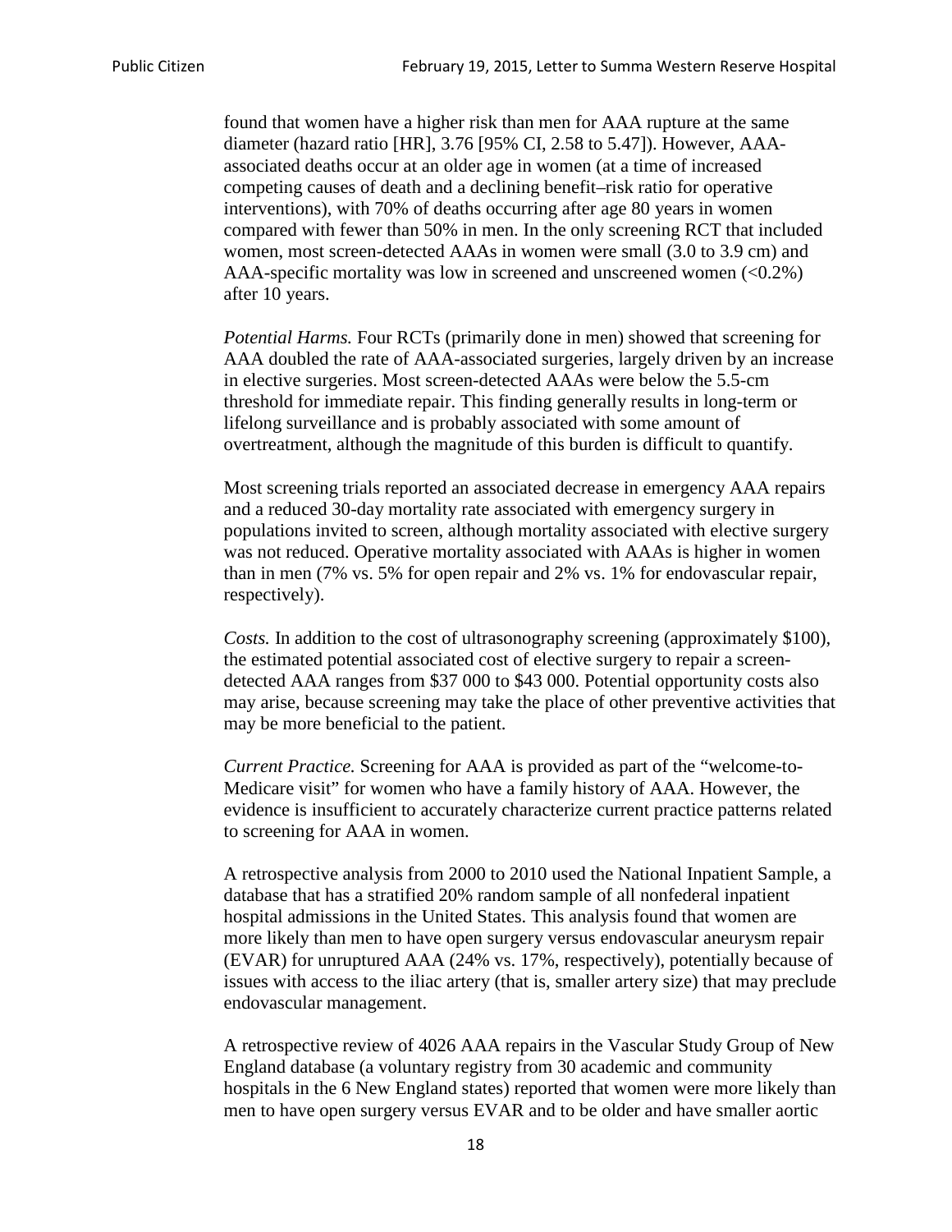found that women have a higher risk than men for AAA rupture at the same diameter (hazard ratio [HR], 3.76 [95% CI, 2.58 to 5.47]). However, AAA-associated deaths occur at an older age in women (at a time of increased competing causes of death and a declining benefit–risk ratio for operative interventions), with 70% of deaths occurring after age 80 years in women compared with fewer than 50% in men. In the only screening RCT that included women, most screen-detected AAAs in women were small (3.0 to 3.9 cm) and AAA-specific mortality was low in screened and unscreened women (<0.2%) after 10 years.

*Potential Harms.* Four RCTs (primarily done in men) showed that screening for AAA doubled the rate of AAA-associated surgeries, largely driven by an increase in elective surgeries. Most screen-detected AAAs were below the 5.5-cm threshold for immediate repair. This finding generally results in long-term or lifelong surveillance and is probably associated with some amount of overtreatment, although the magnitude of this burden is difficult to quantify.

Most screening trials reported an associated decrease in emergency AAA repairs and a reduced 30-day mortality rate associated with emergency surgery in populations invited to screen, although mortality associated with elective surgery was not reduced. Operative mortality associated with AAAs is higher in women than in men (7% vs. 5% for open repair and 2% vs. 1% for endovascular repair, respectively).

*Costs.* In addition to the cost of ultrasonography screening (approximately $100), the estimated potential associated cost of elective surgery to repair a screen-detected AAA ranges from $37 000 to $43 000. Potential opportunity costs also may arise, because screening may take the place of other preventive activities that may be more beneficial to the patient.

*Current Practice.* Screening for AAA is provided as part of the "welcome-to-Medicare visit" for women who have a family history of AAA. However, the evidence is insufficient to accurately characterize current practice patterns related to screening for AAA in women.

A retrospective analysis from 2000 to 2010 used the National Inpatient Sample, a database that has a stratified 20% random sample of all nonfederal inpatient hospital admissions in the United States. This analysis found that women are more likely than men to have open surgery versus endovascular aneurysm repair (EVAR) for unruptured AAA (24% vs. 17%, respectively), potentially because of issues with access to the iliac artery (that is, smaller artery size) that may preclude endovascular management.

A retrospective review of 4026 AAA repairs in the Vascular Study Group of New England database (a voluntary registry from 30 academic and community hospitals in the 6 New England states) reported that women were more likely than men to have open surgery versus EVAR and to be older and have smaller aortic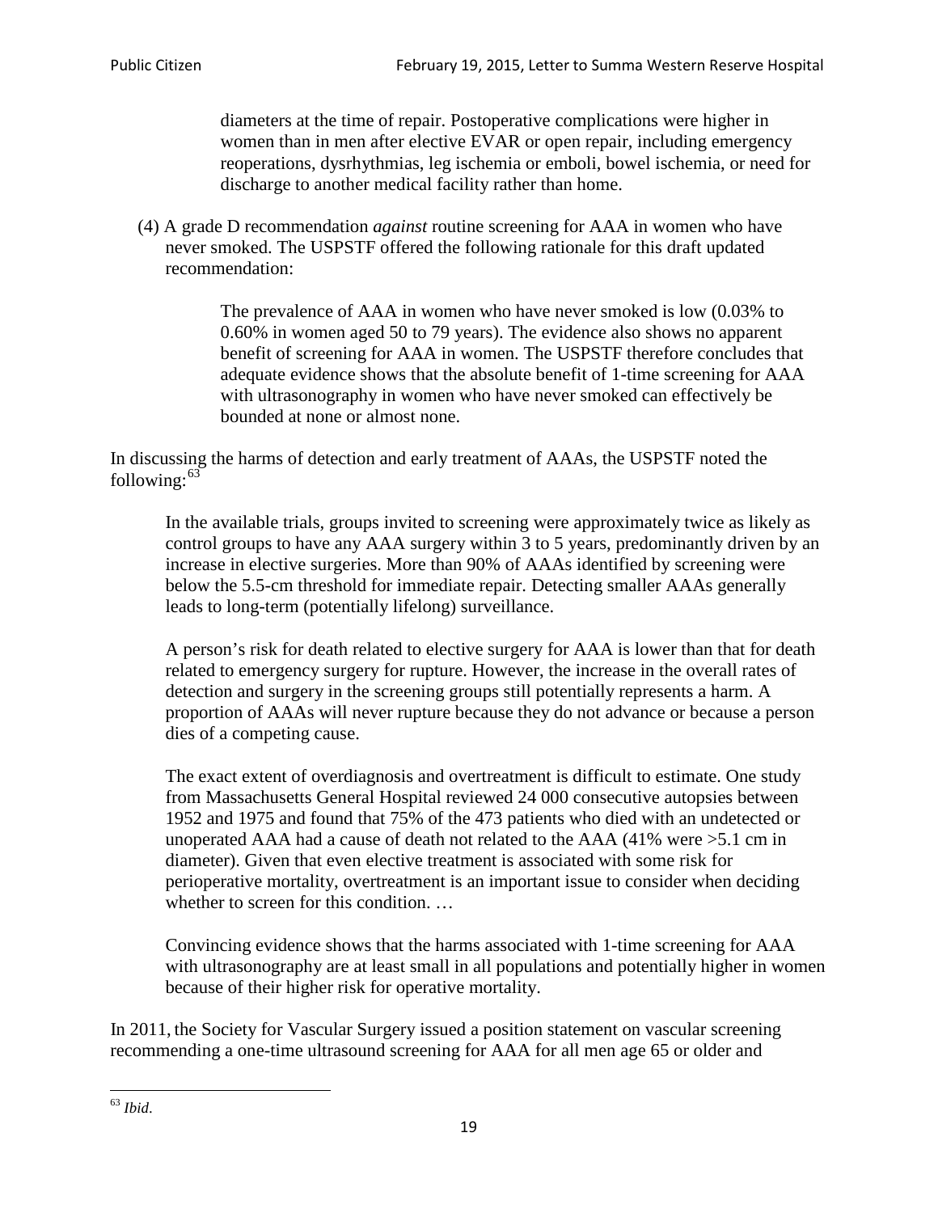> diameters at the time of repair. Postoperative complications were higher in women than in men after elective EVAR or open repair, including emergency reoperations, dysrhythmias, leg ischemia or emboli, bowel ischemia, or need for discharge to another medical facility rather than home.

(4) A grade D recommendation *against* routine screening for AAA in women who have never smoked. The USPSTF offered the following rationale for this draft updated recommendation:

> The prevalence of AAA in women who have never smoked is low (0.03% to 0.60% in women aged 50 to 79 years). The evidence also shows no apparent benefit of screening for AAA in women. The USPSTF therefore concludes that adequate evidence shows that the absolute benefit of 1-time screening for AAA with ultrasonography in women who have never smoked can effectively be bounded at none or almost none.

In discussing the harms of detection and early treatment of AAAs, the USPSTF noted the following:[63]

> In the available trials, groups invited to screening were approximately twice as likely as control groups to have any AAA surgery within 3 to 5 years, predominantly driven by an increase in elective surgeries. More than 90% of AAAs identified by screening were below the 5.5-cm threshold for immediate repair. Detecting smaller AAAs generally leads to long-term (potentially lifelong) surveillance.
>
> A person's risk for death related to elective surgery for AAA is lower than that for death related to emergency surgery for rupture. However, the increase in the overall rates of detection and surgery in the screening groups still potentially represents a harm. A proportion of AAAs will never rupture because they do not advance or because a person dies of a competing cause.
>
> The exact extent of overdiagnosis and overtreatment is difficult to estimate. One study from Massachusetts General Hospital reviewed 24 000 consecutive autopsies between 1952 and 1975 and found that 75% of the 473 patients who died with an undetected or unoperated AAA had a cause of death not related to the AAA (41% were >5.1 cm in diameter). Given that even elective treatment is associated with some risk for perioperative mortality, overtreatment is an important issue to consider when deciding whether to screen for this condition. …
>
> Convincing evidence shows that the harms associated with 1-time screening for AAA with ultrasonography are at least small in all populations and potentially higher in women because of their higher risk for operative mortality.

In 2011, the Society for Vascular Surgery issued a position statement on vascular screening recommending a one-time ultrasound screening for AAA for all men age 65 or older and

[63] *Ibid*.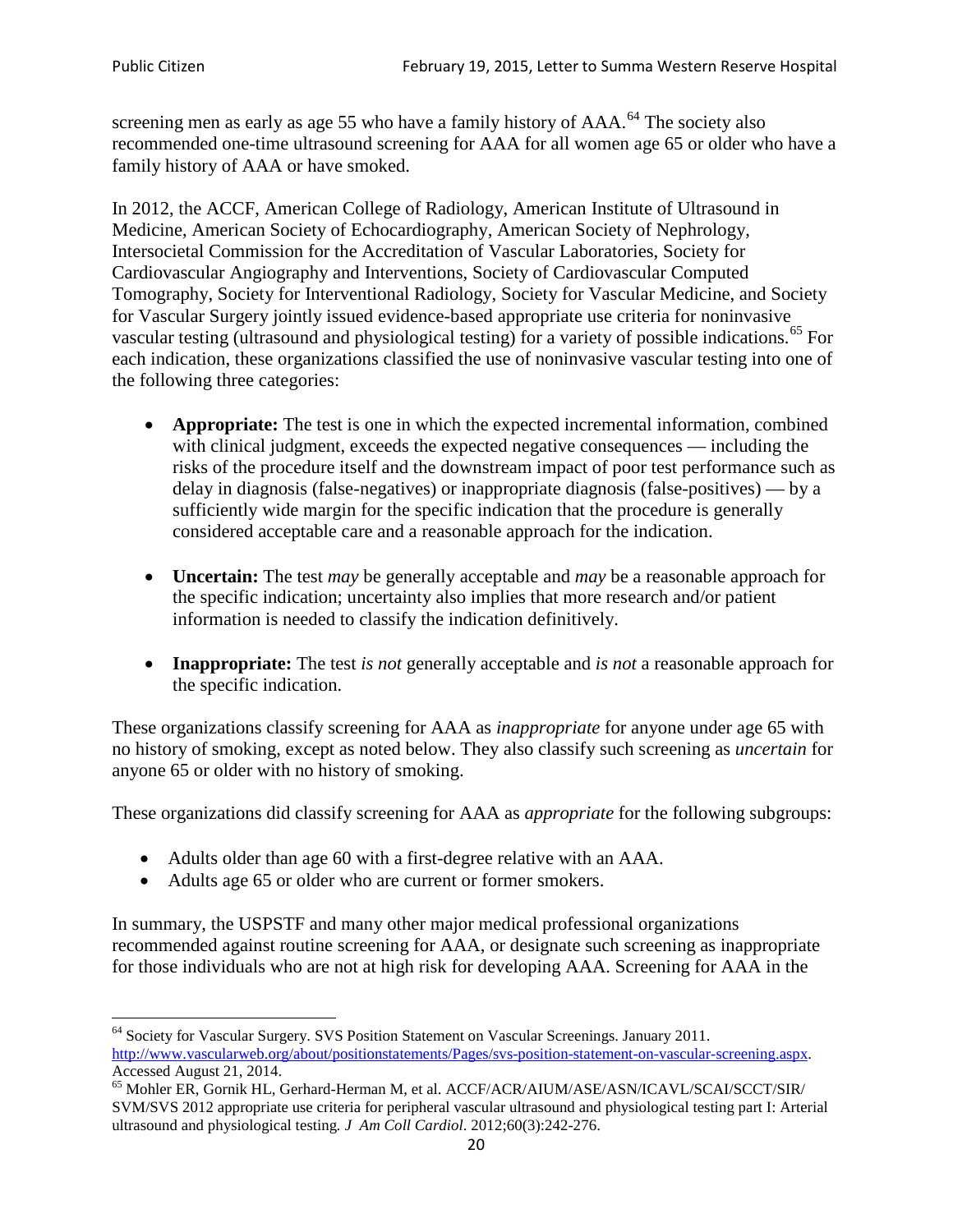screening men as early as age 55 who have a family history of AAA.[64] The society also recommended one-time ultrasound screening for AAA for all women age 65 or older who have a family history of AAA or have smoked.

In 2012, the ACCF, American College of Radiology, American Institute of Ultrasound in Medicine, American Society of Echocardiography, American Society of Nephrology, Intersocietal Commission for the Accreditation of Vascular Laboratories, Society for Cardiovascular Angiography and Interventions, Society of Cardiovascular Computed Tomography, Society for Interventional Radiology, Society for Vascular Medicine, and Society for Vascular Surgery jointly issued evidence-based appropriate use criteria for noninvasive vascular testing (ultrasound and physiological testing) for a variety of possible indications.[65] For each indication, these organizations classified the use of noninvasive vascular testing into one of the following three categories:

- **Appropriate:** The test is one in which the expected incremental information, combined with clinical judgment, exceeds the expected negative consequences — including the risks of the procedure itself and the downstream impact of poor test performance such as delay in diagnosis (false-negatives) or inappropriate diagnosis (false-positives) — by a sufficiently wide margin for the specific indication that the procedure is generally considered acceptable care and a reasonable approach for the indication.

- **Uncertain:** The test *may* be generally acceptable and *may* be a reasonable approach for the specific indication; uncertainty also implies that more research and/or patient information is needed to classify the indication definitively.

- **Inappropriate:** The test *is not* generally acceptable and *is not* a reasonable approach for the specific indication.

These organizations classify screening for AAA as *inappropriate* for anyone under age 65 with no history of smoking, except as noted below. They also classify such screening as *uncertain* for anyone 65 or older with no history of smoking.

These organizations did classify screening for AAA as *appropriate* for the following subgroups:

- Adults older than age 60 with a first-degree relative with an AAA.
- Adults age 65 or older who are current or former smokers.

In summary, the USPSTF and many other major medical professional organizations recommended against routine screening for AAA, or designate such screening as inappropriate for those individuals who are not at high risk for developing AAA. Screening for AAA in the

---

[64] Society for Vascular Surgery. SVS Position Statement on Vascular Screenings. January 2011. http://www.vascularweb.org/about/positionstatements/Pages/svs-position-statement-on-vascular-screening.aspx. Accessed August 21, 2014.

[65] Mohler ER, Gornik HL, Gerhard-Herman M, et al. ACCF/ACR/AIUM/ASE/ASN/ICAVL/SCAI/SCCT/SIR/SVM/SVS 2012 appropriate use criteria for peripheral vascular ultrasound and physiological testing part I: Arterial ultrasound and physiological testing. *J Am Coll Cardiol*. 2012;60(3):242-276.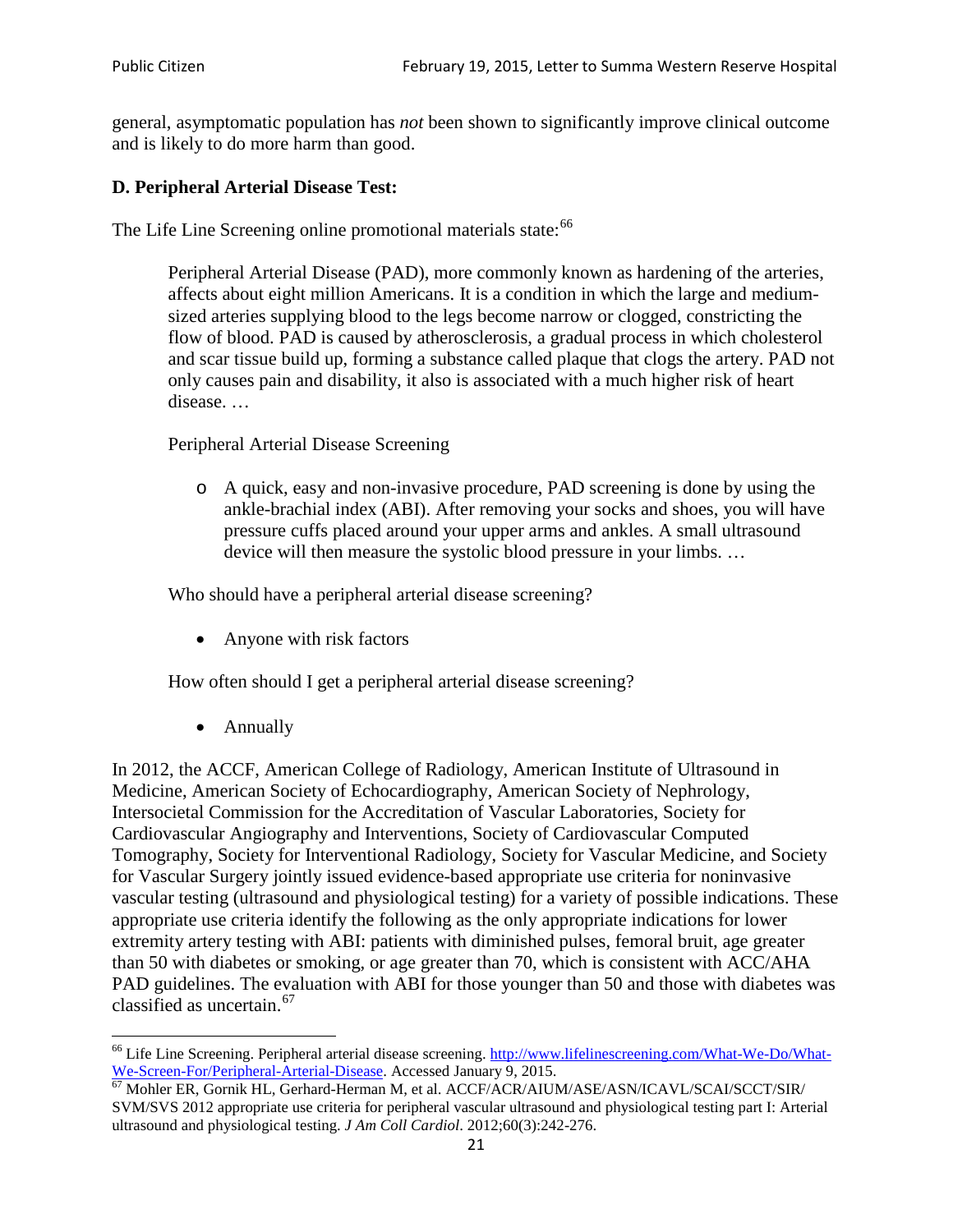general, asymptomatic population has *not* been shown to significantly improve clinical outcome and is likely to do more harm than good.

**D. Peripheral Arterial Disease Test:**

The Life Line Screening online promotional materials state:[66]

> Peripheral Arterial Disease (PAD), more commonly known as hardening of the arteries, affects about eight million Americans. It is a condition in which the large and medium-sized arteries supplying blood to the legs become narrow or clogged, constricting the flow of blood. PAD is caused by atherosclerosis, a gradual process in which cholesterol and scar tissue build up, forming a substance called plaque that clogs the artery. PAD not only causes pain and disability, it also is associated with a much higher risk of heart disease. …
>
> Peripheral Arterial Disease Screening
>
> - A quick, easy and non-invasive procedure, PAD screening is done by using the ankle-brachial index (ABI). After removing your socks and shoes, you will have pressure cuffs placed around your upper arms and ankles. A small ultrasound device will then measure the systolic blood pressure in your limbs. …
>
> Who should have a peripheral arterial disease screening?
>
> - Anyone with risk factors
>
> How often should I get a peripheral arterial disease screening?
>
> - Annually

In 2012, the ACCF, American College of Radiology, American Institute of Ultrasound in Medicine, American Society of Echocardiography, American Society of Nephrology, Intersocietal Commission for the Accreditation of Vascular Laboratories, Society for Cardiovascular Angiography and Interventions, Society of Cardiovascular Computed Tomography, Society for Interventional Radiology, Society for Vascular Medicine, and Society for Vascular Surgery jointly issued evidence-based appropriate use criteria for noninvasive vascular testing (ultrasound and physiological testing) for a variety of possible indications. These appropriate use criteria identify the following as the only appropriate indications for lower extremity artery testing with ABI: patients with diminished pulses, femoral bruit, age greater than 50 with diabetes or smoking, or age greater than 70, which is consistent with ACC/AHA PAD guidelines. The evaluation with ABI for those younger than 50 and those with diabetes was classified as uncertain.[67]

---

[66] Life Line Screening. Peripheral arterial disease screening. http://www.lifelinescreening.com/What-We-Do/What-We-Screen-For/Peripheral-Arterial-Disease. Accessed January 9, 2015.

[67] Mohler ER, Gornik HL, Gerhard-Herman M, et al. ACCF/ACR/AIUM/ASE/ASN/ICAVL/SCAI/SCCT/SIR/SVM/SVS 2012 appropriate use criteria for peripheral vascular ultrasound and physiological testing part I: Arterial ultrasound and physiological testing. *J Am Coll Cardiol*. 2012;60(3):242-276.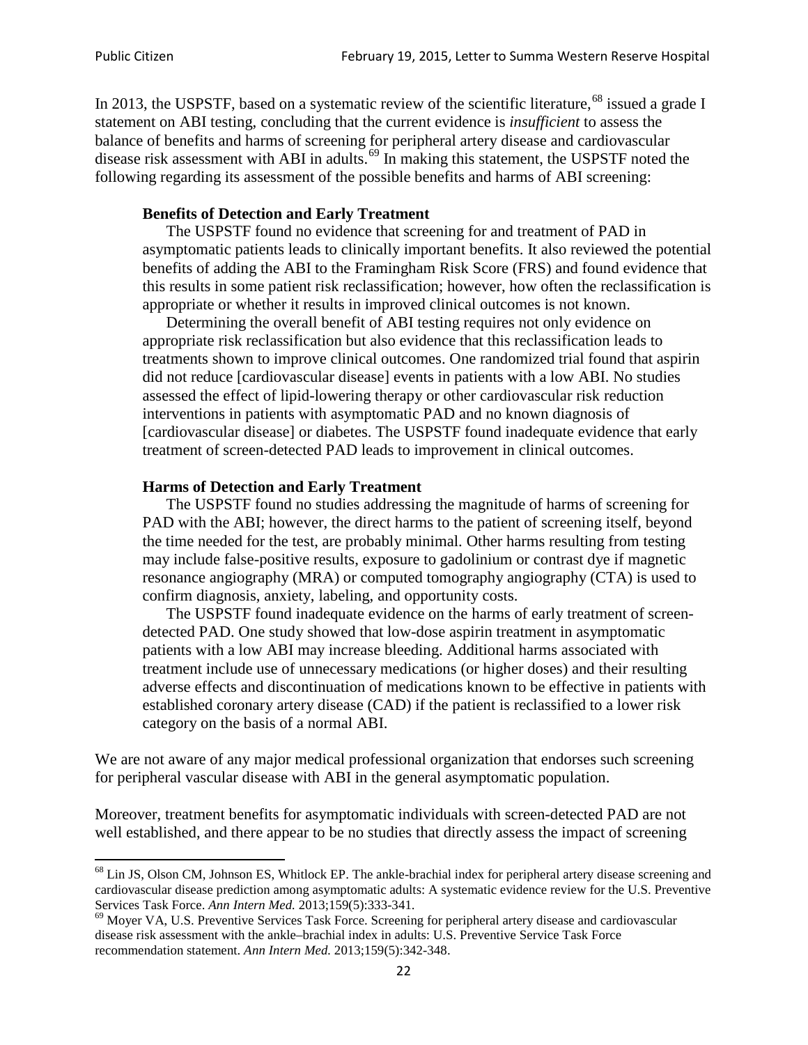In 2013, the USPSTF, based on a systematic review of the scientific literature,[68] issued a grade I statement on ABI testing, concluding that the current evidence is *insufficient* to assess the balance of benefits and harms of screening for peripheral artery disease and cardiovascular disease risk assessment with ABI in adults.[69] In making this statement, the USPSTF noted the following regarding its assessment of the possible benefits and harms of ABI screening:

> **Benefits of Detection and Early Treatment**
>
> The USPSTF found no evidence that screening for and treatment of PAD in asymptomatic patients leads to clinically important benefits. It also reviewed the potential benefits of adding the ABI to the Framingham Risk Score (FRS) and found evidence that this results in some patient risk reclassification; however, how often the reclassification is appropriate or whether it results in improved clinical outcomes is not known.
>
> Determining the overall benefit of ABI testing requires not only evidence on appropriate risk reclassification but also evidence that this reclassification leads to treatments shown to improve clinical outcomes. One randomized trial found that aspirin did not reduce [cardiovascular disease] events in patients with a low ABI. No studies assessed the effect of lipid-lowering therapy or other cardiovascular risk reduction interventions in patients with asymptomatic PAD and no known diagnosis of [cardiovascular disease] or diabetes. The USPSTF found inadequate evidence that early treatment of screen-detected PAD leads to improvement in clinical outcomes.
>
> **Harms of Detection and Early Treatment**
>
> The USPSTF found no studies addressing the magnitude of harms of screening for PAD with the ABI; however, the direct harms to the patient of screening itself, beyond the time needed for the test, are probably minimal. Other harms resulting from testing may include false-positive results, exposure to gadolinium or contrast dye if magnetic resonance angiography (MRA) or computed tomography angiography (CTA) is used to confirm diagnosis, anxiety, labeling, and opportunity costs.
>
> The USPSTF found inadequate evidence on the harms of early treatment of screen-detected PAD. One study showed that low-dose aspirin treatment in asymptomatic patients with a low ABI may increase bleeding. Additional harms associated with treatment include use of unnecessary medications (or higher doses) and their resulting adverse effects and discontinuation of medications known to be effective in patients with established coronary artery disease (CAD) if the patient is reclassified to a lower risk category on the basis of a normal ABI.

We are not aware of any major medical professional organization that endorses such screening for peripheral vascular disease with ABI in the general asymptomatic population.

Moreover, treatment benefits for asymptomatic individuals with screen-detected PAD are not well established, and there appear to be no studies that directly assess the impact of screening

---

[68] Lin JS, Olson CM, Johnson ES, Whitlock EP. The ankle-brachial index for peripheral artery disease screening and cardiovascular disease prediction among asymptomatic adults: A systematic evidence review for the U.S. Preventive Services Task Force. *Ann Intern Med.* 2013;159(5):333-341.

[69] Moyer VA, U.S. Preventive Services Task Force. Screening for peripheral artery disease and cardiovascular disease risk assessment with the ankle–brachial index in adults: U.S. Preventive Service Task Force recommendation statement. *Ann Intern Med.* 2013;159(5):342-348.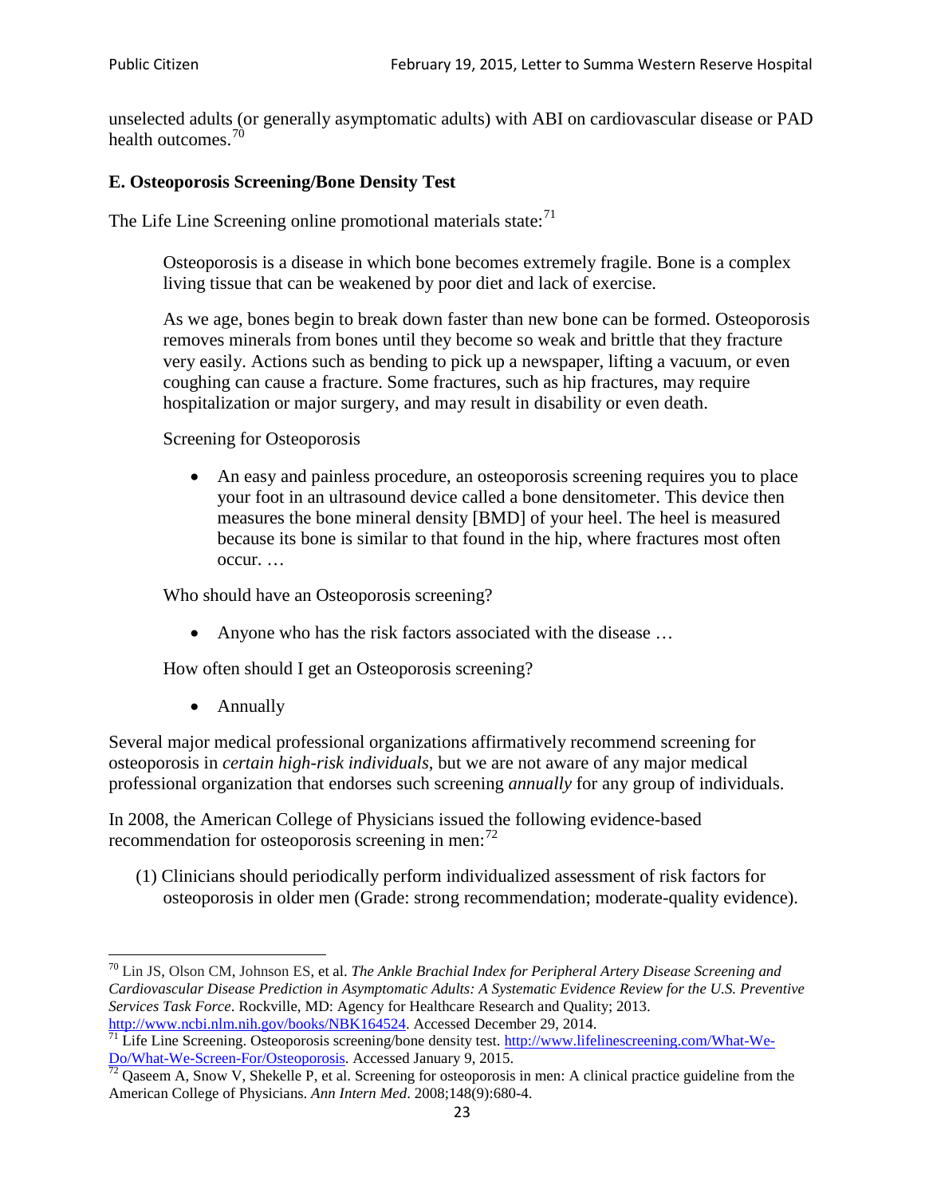unselected adults (or generally asymptomatic adults) with ABI on cardiovascular disease or PAD health outcomes.[70]

### E. Osteoporosis Screening/Bone Density Test

The Life Line Screening online promotional materials state:[71]

> Osteoporosis is a disease in which bone becomes extremely fragile. Bone is a complex living tissue that can be weakened by poor diet and lack of exercise.
>
> As we age, bones begin to break down faster than new bone can be formed. Osteoporosis removes minerals from bones until they become so weak and brittle that they fracture very easily. Actions such as bending to pick up a newspaper, lifting a vacuum, or even coughing can cause a fracture. Some fractures, such as hip fractures, may require hospitalization or major surgery, and may result in disability or even death.
>
> Screening for Osteoporosis
>
> - An easy and painless procedure, an osteoporosis screening requires you to place your foot in an ultrasound device called a bone densitometer. This device then measures the bone mineral density [BMD] of your heel. The heel is measured because its bone is similar to that found in the hip, where fractures most often occur. …
>
> Who should have an Osteoporosis screening?
>
> - Anyone who has the risk factors associated with the disease …
>
> How often should I get an Osteoporosis screening?
>
> - Annually

Several major medical professional organizations affirmatively recommend screening for osteoporosis in *certain high-risk individuals*, but we are not aware of any major medical professional organization that endorses such screening *annually* for any group of individuals.

In 2008, the American College of Physicians issued the following evidence-based recommendation for osteoporosis screening in men:[72]

(1) Clinicians should periodically perform individualized assessment of risk factors for osteoporosis in older men (Grade: strong recommendation; moderate-quality evidence).

---

[70] Lin JS, Olson CM, Johnson ES, et al. *The Ankle Brachial Index for Peripheral Artery Disease Screening and Cardiovascular Disease Prediction in Asymptomatic Adults: A Systematic Evidence Review for the U.S. Preventive Services Task Force*. Rockville, MD: Agency for Healthcare Research and Quality; 2013. http://www.ncbi.nlm.nih.gov/books/NBK164524. Accessed December 29, 2014.

[71] Life Line Screening. Osteoporosis screening/bone density test. http://www.lifelinescreening.com/What-We-Do/What-We-Screen-For/Osteoporosis. Accessed January 9, 2015.

[72] Qaseem A, Snow V, Shekelle P, et al. Screening for osteoporosis in men: A clinical practice guideline from the American College of Physicians. *Ann Intern Med*. 2008;148(9):680-4.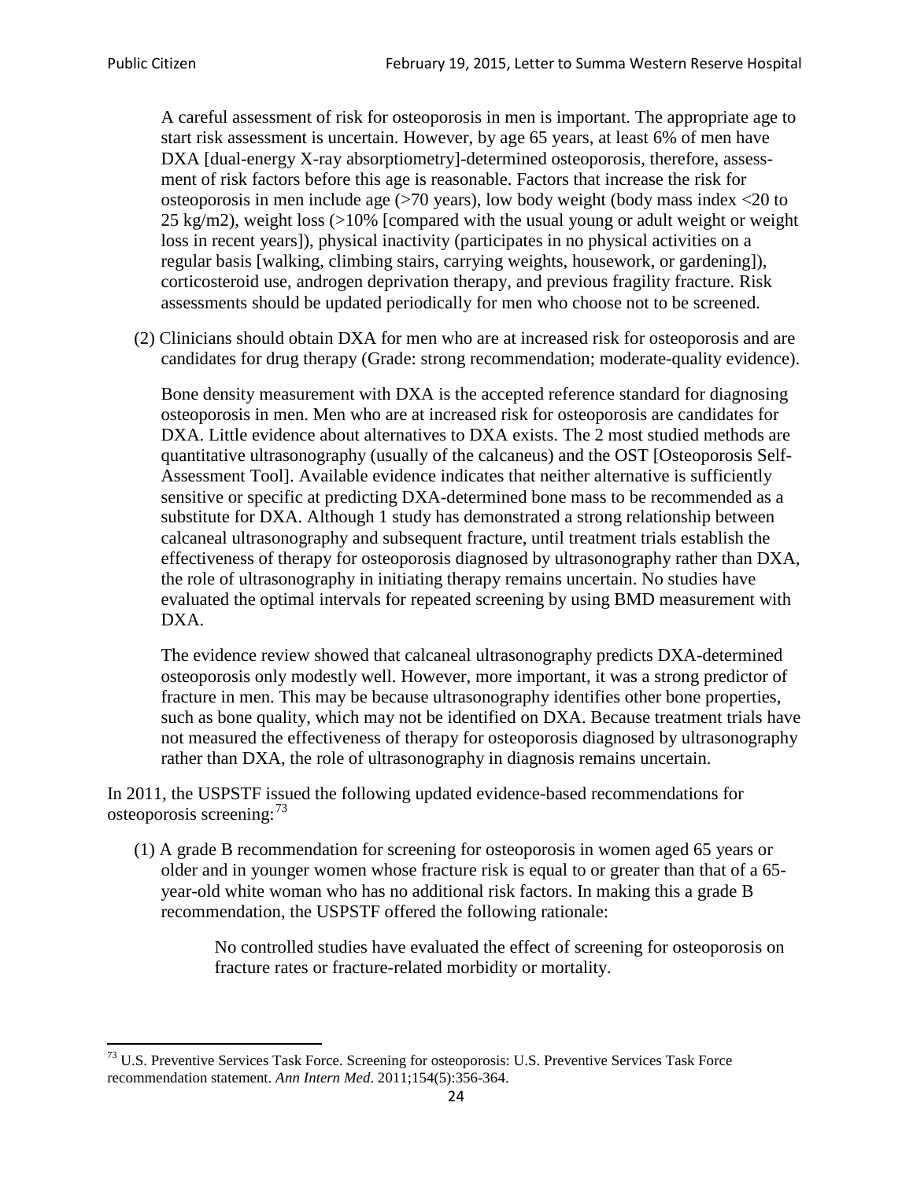A careful assessment of risk for osteoporosis in men is important. The appropriate age to start risk assessment is uncertain. However, by age 65 years, at least 6% of men have DXA [dual-energy X-ray absorptiometry]-determined osteoporosis, therefore, assessment of risk factors before this age is reasonable. Factors that increase the risk for osteoporosis in men include age (>70 years), low body weight (body mass index <20 to 25 kg/m2), weight loss (>10% [compared with the usual young or adult weight or weight loss in recent years]), physical inactivity (participates in no physical activities on a regular basis [walking, climbing stairs, carrying weights, housework, or gardening]), corticosteroid use, androgen deprivation therapy, and previous fragility fracture. Risk assessments should be updated periodically for men who choose not to be screened.

(2) Clinicians should obtain DXA for men who are at increased risk for osteoporosis and are candidates for drug therapy (Grade: strong recommendation; moderate-quality evidence).

Bone density measurement with DXA is the accepted reference standard for diagnosing osteoporosis in men. Men who are at increased risk for osteoporosis are candidates for DXA. Little evidence about alternatives to DXA exists. The 2 most studied methods are quantitative ultrasonography (usually of the calcaneus) and the OST [Osteoporosis Self-Assessment Tool]. Available evidence indicates that neither alternative is sufficiently sensitive or specific at predicting DXA-determined bone mass to be recommended as a substitute for DXA. Although 1 study has demonstrated a strong relationship between calcaneal ultrasonography and subsequent fracture, until treatment trials establish the effectiveness of therapy for osteoporosis diagnosed by ultrasonography rather than DXA, the role of ultrasonography in initiating therapy remains uncertain. No studies have evaluated the optimal intervals for repeated screening by using BMD measurement with DXA.

The evidence review showed that calcaneal ultrasonography predicts DXA-determined osteoporosis only modestly well. However, more important, it was a strong predictor of fracture in men. This may be because ultrasonography identifies other bone properties, such as bone quality, which may not be identified on DXA. Because treatment trials have not measured the effectiveness of therapy for osteoporosis diagnosed by ultrasonography rather than DXA, the role of ultrasonography in diagnosis remains uncertain.

In 2011, the USPSTF issued the following updated evidence-based recommendations for osteoporosis screening:[73]

(1) A grade B recommendation for screening for osteoporosis in women aged 65 years or older and in younger women whose fracture risk is equal to or greater than that of a 65-year-old white woman who has no additional risk factors. In making this a grade B recommendation, the USPSTF offered the following rationale:

> No controlled studies have evaluated the effect of screening for osteoporosis on fracture rates or fracture-related morbidity or mortality.

[73] U.S. Preventive Services Task Force. Screening for osteoporosis: U.S. Preventive Services Task Force recommendation statement. *Ann Intern Med*. 2011;154(5):356-364.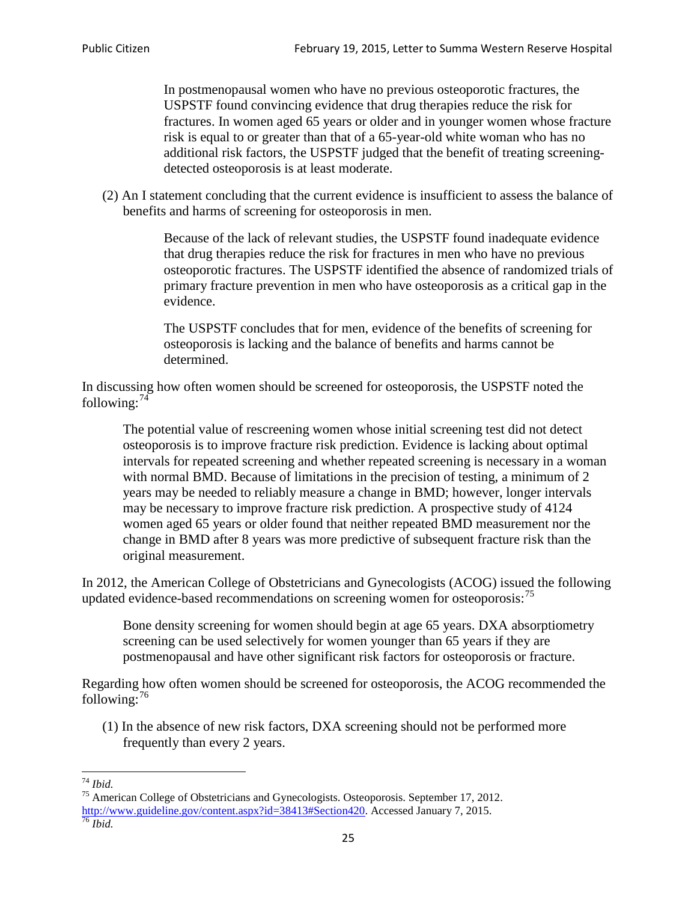> In postmenopausal women who have no previous osteoporotic fractures, the USPSTF found convincing evidence that drug therapies reduce the risk for fractures. In women aged 65 years or older and in younger women whose fracture risk is equal to or greater than that of a 65-year-old white woman who has no additional risk factors, the USPSTF judged that the benefit of treating screening-detected osteoporosis is at least moderate.

(2) An I statement concluding that the current evidence is insufficient to assess the balance of benefits and harms of screening for osteoporosis in men.

> Because of the lack of relevant studies, the USPSTF found inadequate evidence that drug therapies reduce the risk for fractures in men who have no previous osteoporotic fractures. The USPSTF identified the absence of randomized trials of primary fracture prevention in men who have osteoporosis as a critical gap in the evidence.
>
> The USPSTF concludes that for men, evidence of the benefits of screening for osteoporosis is lacking and the balance of benefits and harms cannot be determined.

In discussing how often women should be screened for osteoporosis, the USPSTF noted the following:[74]

> The potential value of rescreening women whose initial screening test did not detect osteoporosis is to improve fracture risk prediction. Evidence is lacking about optimal intervals for repeated screening and whether repeated screening is necessary in a woman with normal BMD. Because of limitations in the precision of testing, a minimum of 2 years may be needed to reliably measure a change in BMD; however, longer intervals may be necessary to improve fracture risk prediction. A prospective study of 4124 women aged 65 years or older found that neither repeated BMD measurement nor the change in BMD after 8 years was more predictive of subsequent fracture risk than the original measurement.

In 2012, the American College of Obstetricians and Gynecologists (ACOG) issued the following updated evidence-based recommendations on screening women for osteoporosis:[75]

> Bone density screening for women should begin at age 65 years. DXA absorptiometry screening can be used selectively for women younger than 65 years if they are postmenopausal and have other significant risk factors for osteoporosis or fracture.

Regarding how often women should be screened for osteoporosis, the ACOG recommended the following:[76]

(1) In the absence of new risk factors, DXA screening should not be performed more frequently than every 2 years.

---

[74] *Ibid.*

[75] American College of Obstetricians and Gynecologists. Osteoporosis. September 17, 2012. http://www.guideline.gov/content.aspx?id=38413#Section420. Accessed January 7, 2015.

[76] *Ibid.*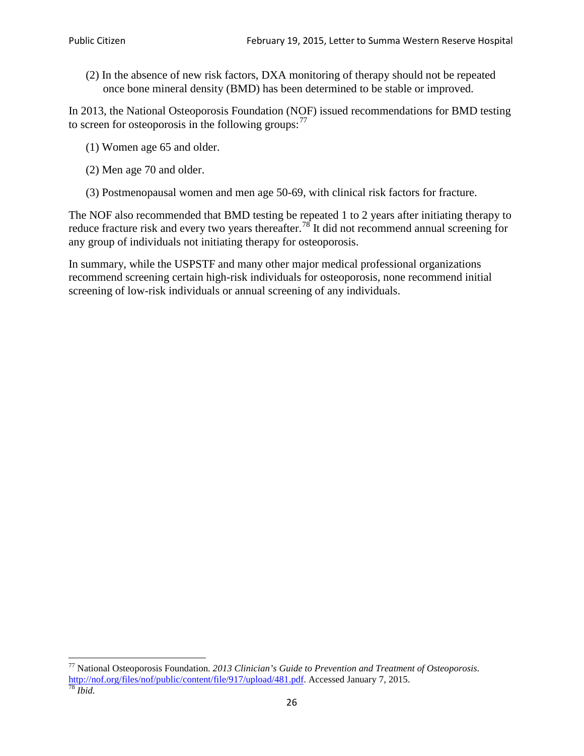(2) In the absence of new risk factors, DXA monitoring of therapy should not be repeated once bone mineral density (BMD) has been determined to be stable or improved.

In 2013, the National Osteoporosis Foundation (NOF) issued recommendations for BMD testing to screen for osteoporosis in the following groups:[77]

(1) Women age 65 and older.

(2) Men age 70 and older.

(3) Postmenopausal women and men age 50-69, with clinical risk factors for fracture.

The NOF also recommended that BMD testing be repeated 1 to 2 years after initiating therapy to reduce fracture risk and every two years thereafter.[78] It did not recommend annual screening for any group of individuals not initiating therapy for osteoporosis.

In summary, while the USPSTF and many other major medical professional organizations recommend screening certain high-risk individuals for osteoporosis, none recommend initial screening of low-risk individuals or annual screening of any individuals.

---

[77] National Osteoporosis Foundation. *2013 Clinician's Guide to Prevention and Treatment of Osteoporosis.* http://nof.org/files/nof/public/content/file/917/upload/481.pdf. Accessed January 7, 2015.

[78] *Ibid.*